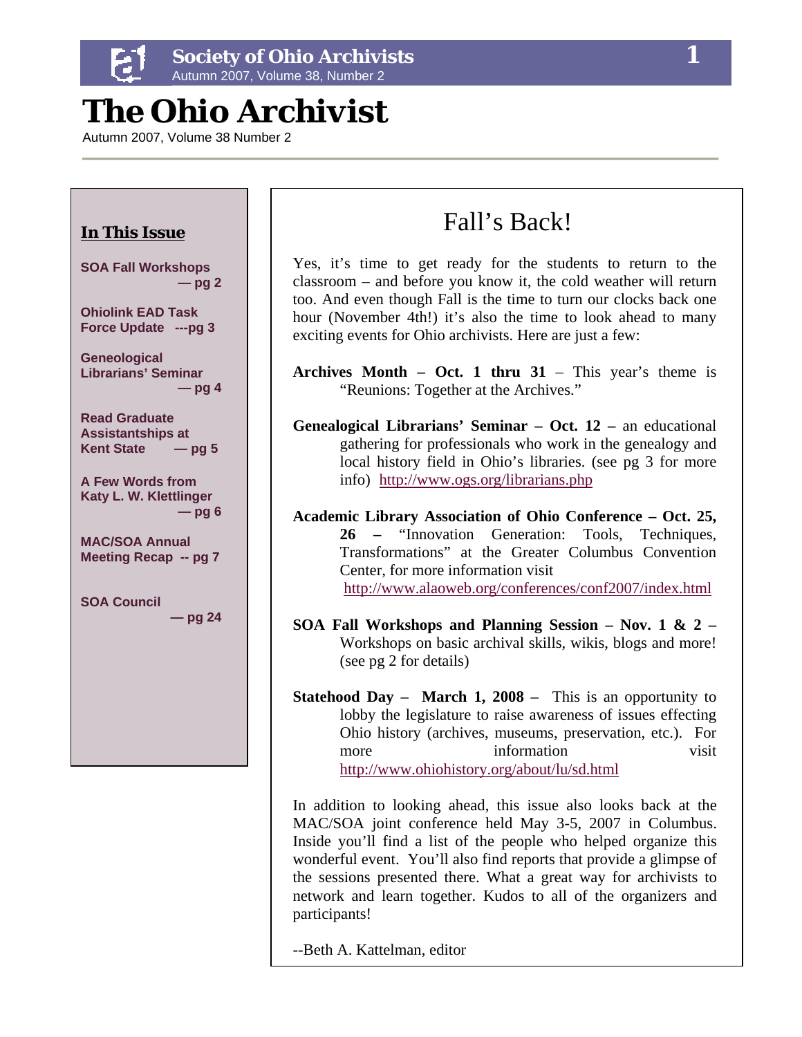# The Ohio Archivist

Autumn 2007, Volume 38 Number 2

## In This Issue

**SOA Fall Workshops — pg 2**

**Ohiolink EAD Task Force Update ---pg 3**

**Geneological Librarians' Seminar — pg 4**

**Read Graduate Assistantships at Kent State — pg 5**

**A Few Words from Katy L. W. Klettlinger — pg 6**

**MAC/SOA Annual Meeting Recap -- pg 7**

**SOA Council — pg 24**

## Fall's Back!

Yes, it's time to get ready for the students to return to the classroom – and before you know it, the cold weather will return too. And even though Fall is the time to turn our clocks back one hour (November 4th!) it's also the time to look ahead to many exciting events for Ohio archivists. Here are just a few:

**Archives Month – Oct. 1 thru 31** – This year's theme is "Reunions: Together at the Archives."

**Genealogical Librarians' Seminar – Oct. 12 –** an educational gathering for professionals who work in the genealogy and local history field in Ohio's libraries. (see pg 3 for more info) http://www.ogs.org/librarians.php

**Academic Library Association of Ohio Conference – Oct. 25, 26 –** "Innovation Generation: Tools, Techniques, Transformations" at the Greater Columbus Convention Center, for more information visit http://www.alaoweb.org/conferences/conf2007/index.html

**SOA Fall Workshops and Planning Session – Nov. 1 & 2 –** Workshops on basic archival skills, wikis, blogs and more! (see pg 2 for details)

**Statehood Day – March 1, 2008 –** This is an opportunity to lobby the legislature to raise awareness of issues effecting Ohio history (archives, museums, preservation, etc.). For more information visit http://www.ohiohistory.org/about/lu/sd.html

In addition to looking ahead, this issue also looks back at the MAC/SOA joint conference held May 3-5, 2007 in Columbus. Inside you'll find a list of the people who helped organize this wonderful event. You'll also find reports that provide a glimpse of the sessions presented there. What a great way for archivists to network and learn together. Kudos to all of the organizers and participants!

--Beth A. Kattelman, editor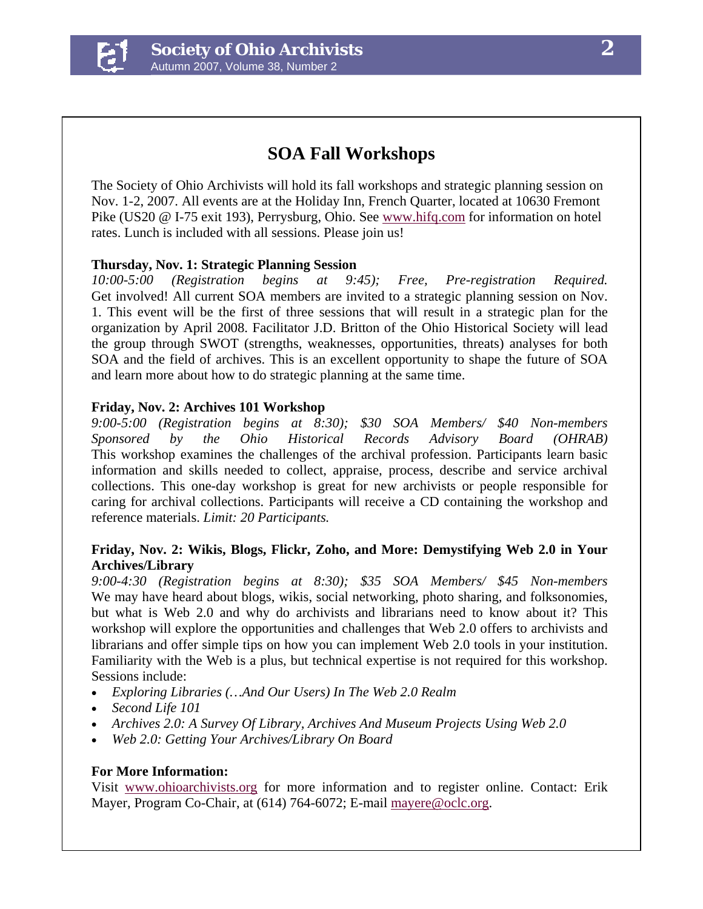# SOA Fall Workshops

The Society of Ohio Archivists will hold its fall workshops and strategic planning session on Nov. 1-2, 2007. All events are at the Holiday Inn, French Quarter, located at 10630 Fremont Pike (US20 @ I-75 exit 193), Perrysburg, Ohio. See www.hifq.com for information on hotel rates. Lunch is included with all sessions. Please join us!

**Thursday, Nov. 1: Strategic Planning Session**
*10:00-5:00 (Registration begins at 9:45); Free, Pre-registration Required.* Get involved! All current SOA members are invited to a strategic planning session on Nov. 1. This event will be the first of three sessions that will result in a strategic plan for the organization by April 2008. Facilitator J.D. Britton of the Ohio Historical Society will lead the group through SWOT (strengths, weaknesses, opportunities, threats) analyses for both SOA and the field of archives. This is an excellent opportunity to shape the future of SOA and learn more about how to do strategic planning at the same time.

**Friday, Nov. 2: Archives 101 Workshop**
*9:00-5:00 (Registration begins at 8:30); $30 SOA Members/ $40 Non-members Sponsored by the Ohio Historical Records Advisory Board (OHRAB)* This workshop examines the challenges of the archival profession. Participants learn basic information and skills needed to collect, appraise, process, describe and service archival collections. This one-day workshop is great for new archivists or people responsible for caring for archival collections. Participants will receive a CD containing the workshop and reference materials. *Limit: 20 Participants.*

**Friday, Nov. 2: Wikis, Blogs, Flickr, Zoho, and More: Demystifying Web 2.0 in Your Archives/Library**
*9:00-4:30 (Registration begins at 8:30); $35 SOA Members/ $45 Non-members* We may have heard about blogs, wikis, social networking, photo sharing, and folksonomies, but what is Web 2.0 and why do archivists and librarians need to know about it? This workshop will explore the opportunities and challenges that Web 2.0 offers to archivists and librarians and offer simple tips on how you can implement Web 2.0 tools in your institution. Familiarity with the Web is a plus, but technical expertise is not required for this workshop. Sessions include:

- *Exploring Libraries (…And Our Users) In The Web 2.0 Realm*
- *Second Life 101*
- *Archives 2.0: A Survey Of Library, Archives And Museum Projects Using Web 2.0*
- *Web 2.0: Getting Your Archives/Library On Board*

**For More Information:**
Visit www.ohioarchivists.org for more information and to register online. Contact: Erik Mayer, Program Co-Chair, at (614) 764-6072; E-mail mayere@oclc.org.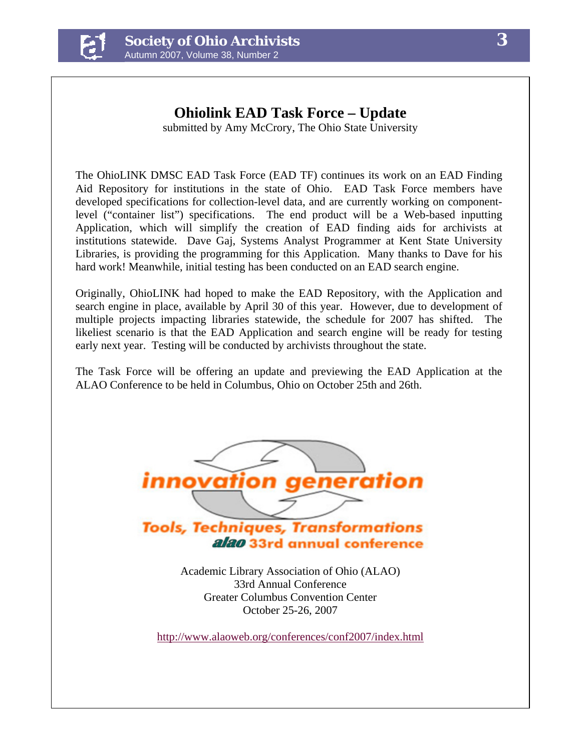# Ohiolink EAD Task Force – Update

submitted by Amy McCrory, The Ohio State University

The OhioLINK DMSC EAD Task Force (EAD TF) continues its work on an EAD Finding Aid Repository for institutions in the state of Ohio. EAD Task Force members have developed specifications for collection-level data, and are currently working on component-level ("container list") specifications. The end product will be a Web-based inputting Application, which will simplify the creation of EAD finding aids for archivists at institutions statewide. Dave Gaj, Systems Analyst Programmer at Kent State University Libraries, is providing the programming for this Application. Many thanks to Dave for his hard work! Meanwhile, initial testing has been conducted on an EAD search engine.

Originally, OhioLINK had hoped to make the EAD Repository, with the Application and search engine in place, available by April 30 of this year. However, due to development of multiple projects impacting libraries statewide, the schedule for 2007 has shifted. The likeliest scenario is that the EAD Application and search engine will be ready for testing early next year. Testing will be conducted by archivists throughout the state.

The Task Force will be offering an update and previewing the EAD Application at the ALAO Conference to be held in Columbus, Ohio on October 25th and 26th.

**innovation generation**

**Tools, Techniques, Transformations**

**alao 33rd annual conference**

Academic Library Association of Ohio (ALAO)
33rd Annual Conference
Greater Columbus Convention Center
October 25-26, 2007

http://www.alaoweb.org/conferences/conf2007/index.html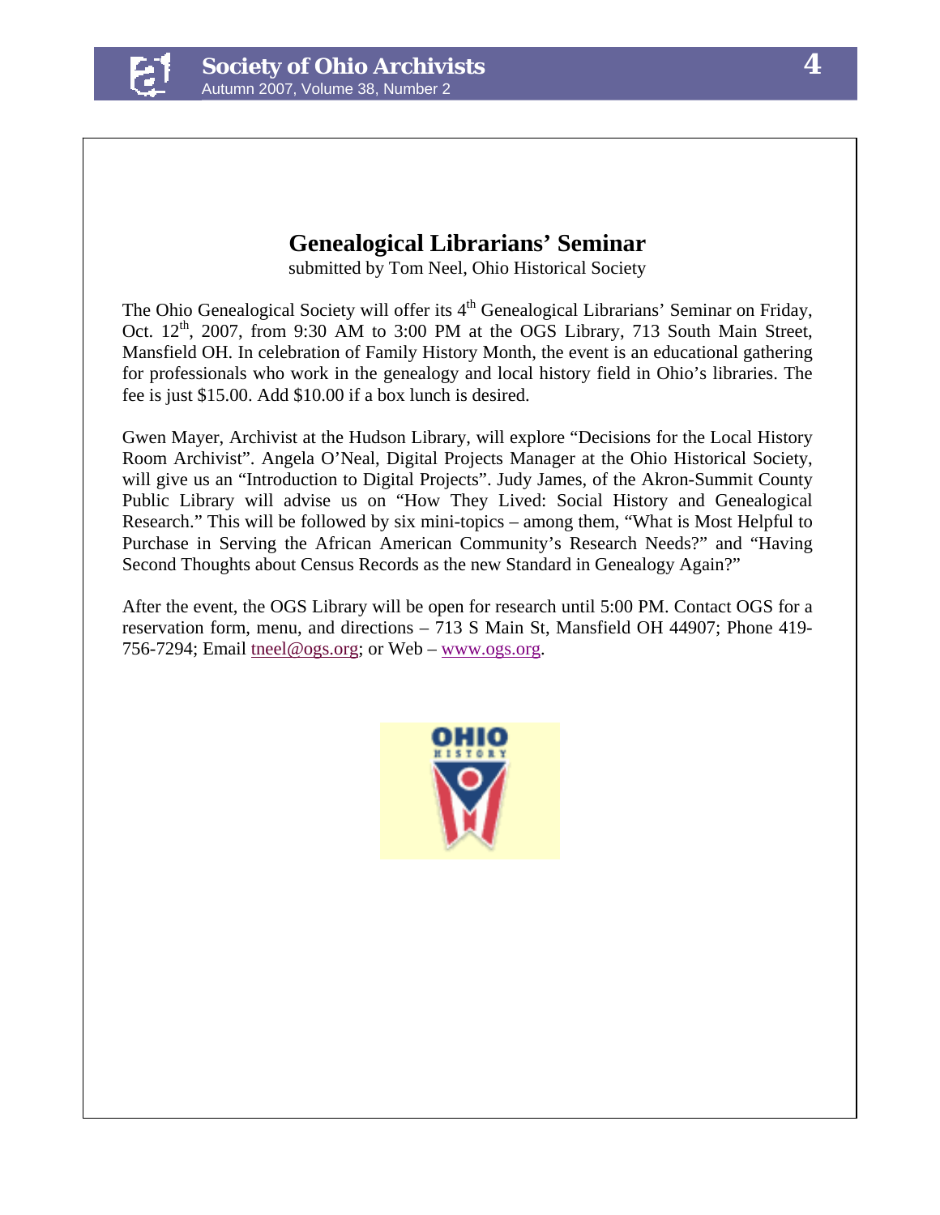# Genealogical Librarians' Seminar

submitted by Tom Neel, Ohio Historical Society

The Ohio Genealogical Society will offer its 4th Genealogical Librarians' Seminar on Friday, Oct. 12th, 2007, from 9:30 AM to 3:00 PM at the OGS Library, 713 South Main Street, Mansfield OH. In celebration of Family History Month, the event is an educational gathering for professionals who work in the genealogy and local history field in Ohio's libraries. The fee is just $15.00. Add $10.00 if a box lunch is desired.

Gwen Mayer, Archivist at the Hudson Library, will explore "Decisions for the Local History Room Archivist". Angela O'Neal, Digital Projects Manager at the Ohio Historical Society, will give us an "Introduction to Digital Projects". Judy James, of the Akron-Summit County Public Library will advise us on "How They Lived: Social History and Genealogical Research." This will be followed by six mini-topics – among them, "What is Most Helpful to Purchase in Serving the African American Community's Research Needs?" and "Having Second Thoughts about Census Records as the new Standard in Genealogy Again?"

After the event, the OGS Library will be open for research until 5:00 PM. Contact OGS for a reservation form, menu, and directions – 713 S Main St, Mansfield OH 44907; Phone 419-756-7294; Email tneel@ogs.org; or Web – www.ogs.org.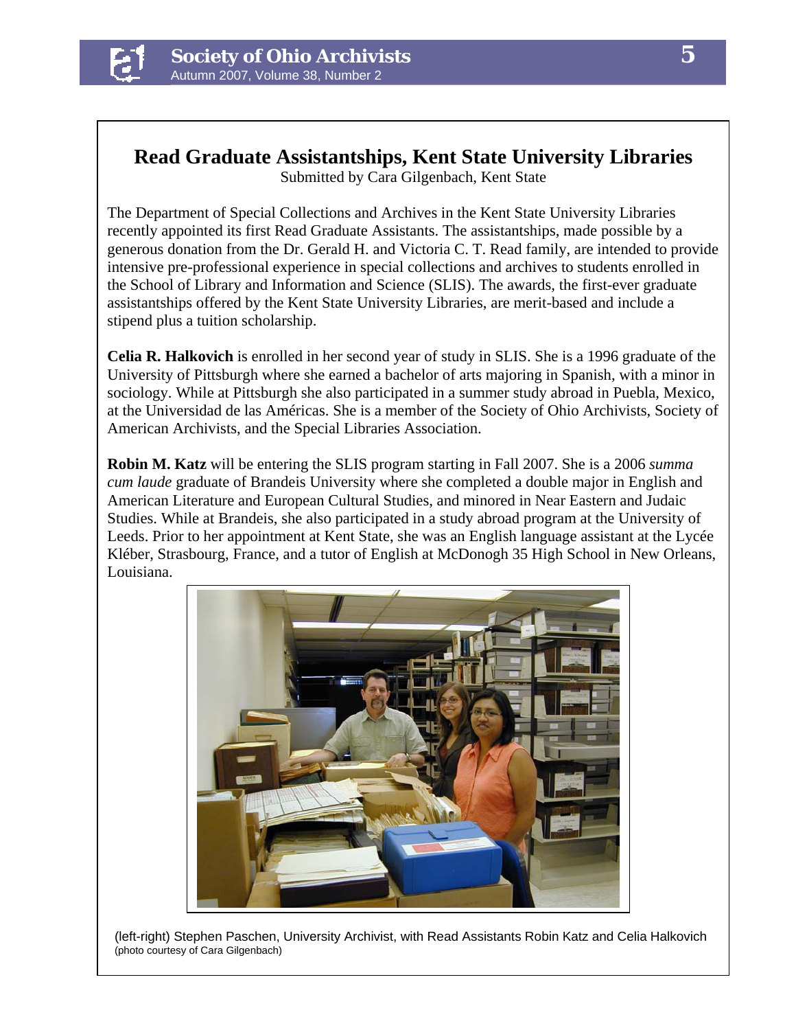# Read Graduate Assistantships, Kent State University Libraries

Submitted by Cara Gilgenbach, Kent State

The Department of Special Collections and Archives in the Kent State University Libraries recently appointed its first Read Graduate Assistants. The assistantships, made possible by a generous donation from the Dr. Gerald H. and Victoria C. T. Read family, are intended to provide intensive pre-professional experience in special collections and archives to students enrolled in the School of Library and Information and Science (SLIS). The awards, the first-ever graduate assistantships offered by the Kent State University Libraries, are merit-based and include a stipend plus a tuition scholarship.

**Celia R. Halkovich** is enrolled in her second year of study in SLIS. She is a 1996 graduate of the University of Pittsburgh where she earned a bachelor of arts majoring in Spanish, with a minor in sociology. While at Pittsburgh she also participated in a summer study abroad in Puebla, Mexico, at the Universidad de las Américas. She is a member of the Society of Ohio Archivists, Society of American Archivists, and the Special Libraries Association.

**Robin M. Katz** will be entering the SLIS program starting in Fall 2007. She is a 2006 *summa cum laude* graduate of Brandeis University where she completed a double major in English and American Literature and European Cultural Studies, and minored in Near Eastern and Judaic Studies. While at Brandeis, she also participated in a study abroad program at the University of Leeds. Prior to her appointment at Kent State, she was an English language assistant at the Lycée Kléber, Strasbourg, France, and a tutor of English at McDonogh 35 High School in New Orleans, Louisiana.

(left-right) Stephen Paschen, University Archivist, with Read Assistants Robin Katz and Celia Halkovich
(photo courtesy of Cara Gilgenbach)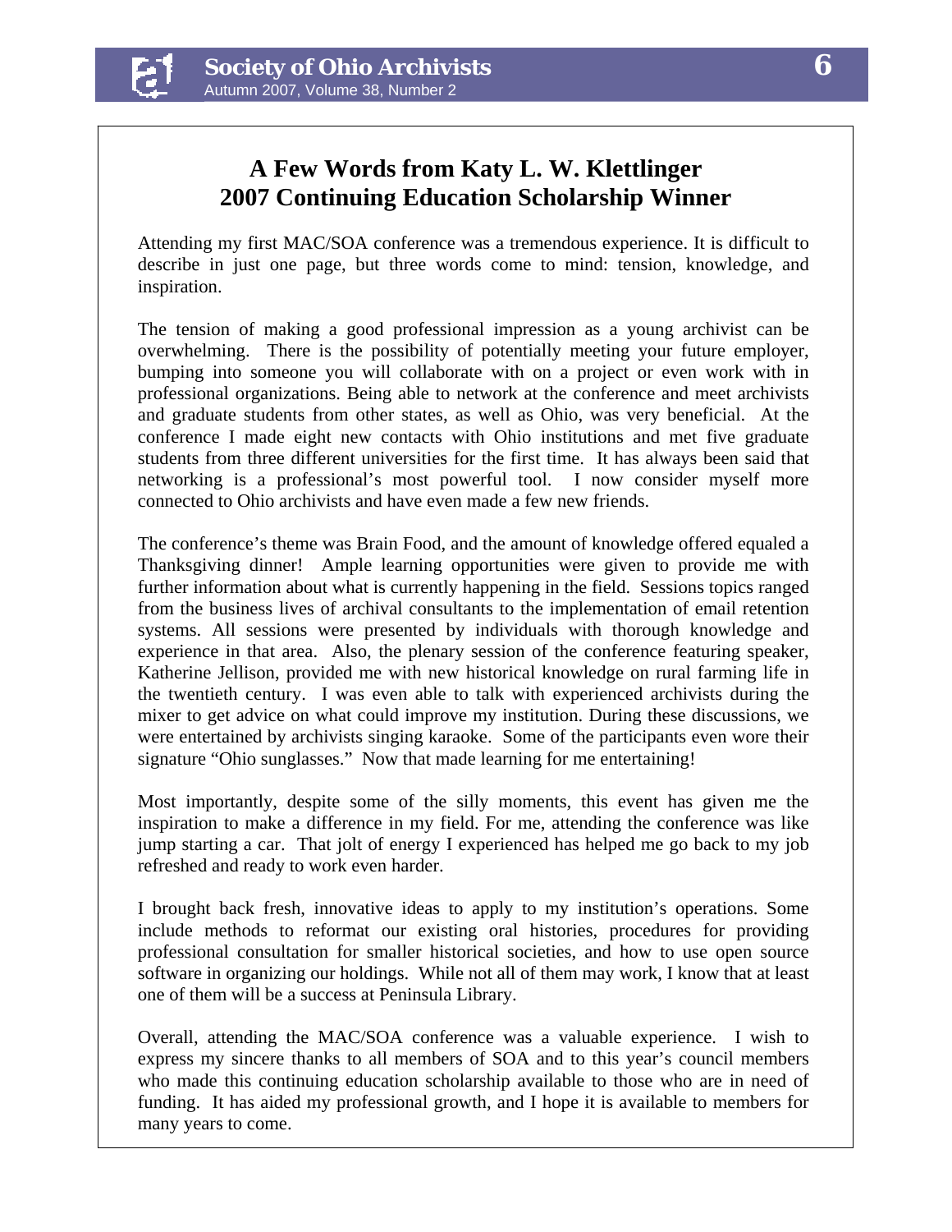# A Few Words from Katy L. W. Klettlinger
# 2007 Continuing Education Scholarship Winner

Attending my first MAC/SOA conference was a tremendous experience. It is difficult to describe in just one page, but three words come to mind: tension, knowledge, and inspiration.

The tension of making a good professional impression as a young archivist can be overwhelming. There is the possibility of potentially meeting your future employer, bumping into someone you will collaborate with on a project or even work with in professional organizations. Being able to network at the conference and meet archivists and graduate students from other states, as well as Ohio, was very beneficial. At the conference I made eight new contacts with Ohio institutions and met five graduate students from three different universities for the first time. It has always been said that networking is a professional's most powerful tool. I now consider myself more connected to Ohio archivists and have even made a few new friends.

The conference's theme was Brain Food, and the amount of knowledge offered equaled a Thanksgiving dinner! Ample learning opportunities were given to provide me with further information about what is currently happening in the field. Sessions topics ranged from the business lives of archival consultants to the implementation of email retention systems. All sessions were presented by individuals with thorough knowledge and experience in that area. Also, the plenary session of the conference featuring speaker, Katherine Jellison, provided me with new historical knowledge on rural farming life in the twentieth century. I was even able to talk with experienced archivists during the mixer to get advice on what could improve my institution. During these discussions, we were entertained by archivists singing karaoke. Some of the participants even wore their signature "Ohio sunglasses." Now that made learning for me entertaining!

Most importantly, despite some of the silly moments, this event has given me the inspiration to make a difference in my field. For me, attending the conference was like jump starting a car. That jolt of energy I experienced has helped me go back to my job refreshed and ready to work even harder.

I brought back fresh, innovative ideas to apply to my institution's operations. Some include methods to reformat our existing oral histories, procedures for providing professional consultation for smaller historical societies, and how to use open source software in organizing our holdings. While not all of them may work, I know that at least one of them will be a success at Peninsula Library.

Overall, attending the MAC/SOA conference was a valuable experience. I wish to express my sincere thanks to all members of SOA and to this year's council members who made this continuing education scholarship available to those who are in need of funding. It has aided my professional growth, and I hope it is available to members for many years to come.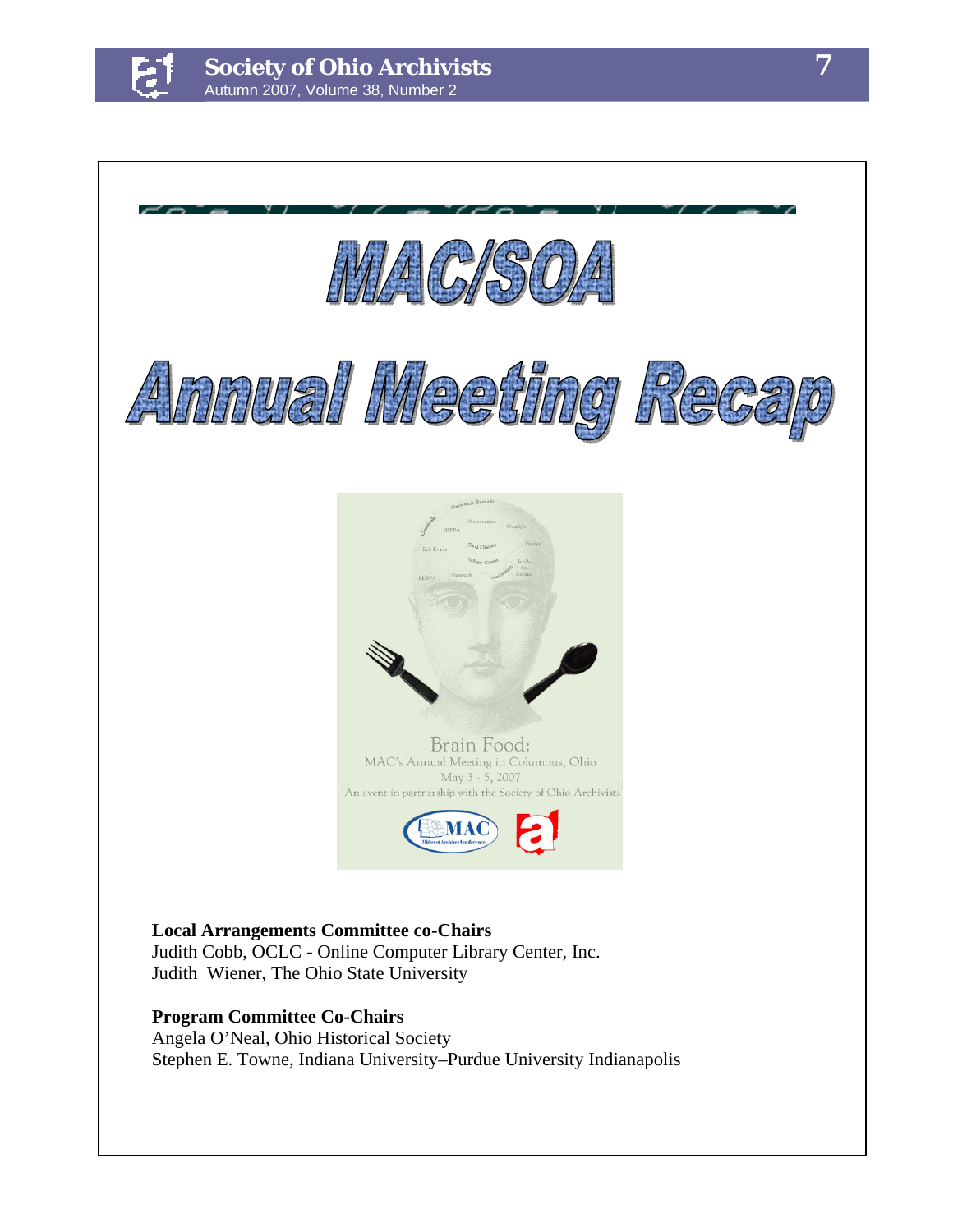# MAC/SOA

# Annual Meeting Recap

Brain Food:
MAC's Annual Meeting in Columbus, Ohio
May 3 - 5, 2007
An event in partnership with the Society of Ohio Archivists

**Local Arrangements Committee co-Chairs**
Judith Cobb, OCLC - Online Computer Library Center, Inc.
Judith Wiener, The Ohio State University

**Program Committee Co-Chairs**
Angela O'Neal, Ohio Historical Society
Stephen E. Towne, Indiana University–Purdue University Indianapolis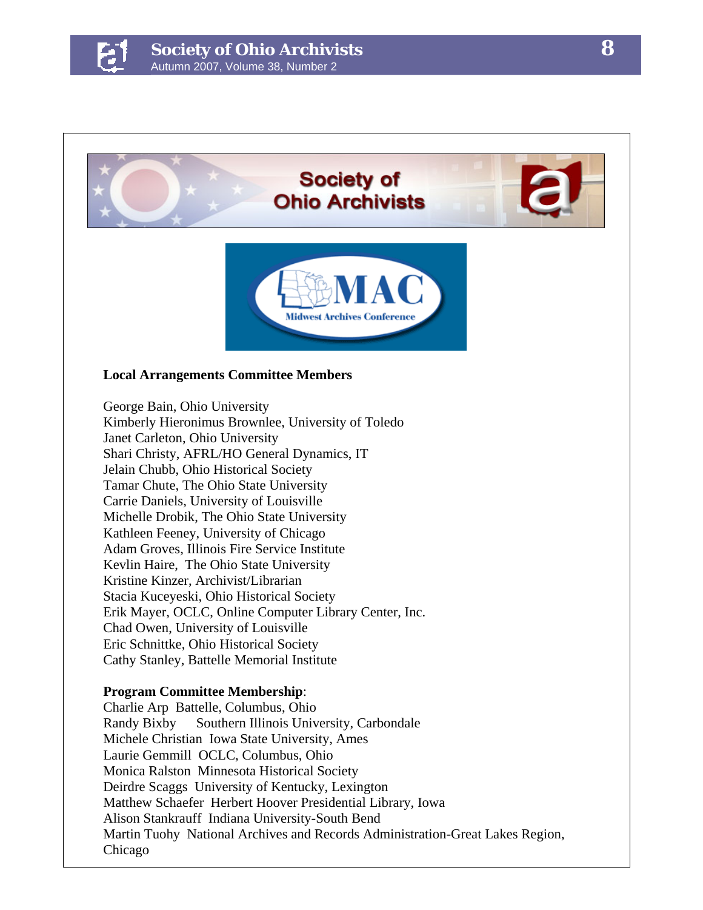**Local Arrangements Committee Members**

George Bain, Ohio University
Kimberly Hieronimus Brownlee, University of Toledo
Janet Carleton, Ohio University
Shari Christy, AFRL/HO General Dynamics, IT
Jelain Chubb, Ohio Historical Society
Tamar Chute, The Ohio State University
Carrie Daniels, University of Louisville
Michelle Drobik, The Ohio State University
Kathleen Feeney, University of Chicago
Adam Groves, Illinois Fire Service Institute
Kevlin Haire, The Ohio State University
Kristine Kinzer, Archivist/Librarian
Stacia Kuceyeski, Ohio Historical Society
Erik Mayer, OCLC, Online Computer Library Center, Inc.
Chad Owen, University of Louisville
Eric Schnittke, Ohio Historical Society
Cathy Stanley, Battelle Memorial Institute

**Program Committee Membership**:
Charlie Arp Battelle, Columbus, Ohio
Randy Bixby Southern Illinois University, Carbondale
Michele Christian Iowa State University, Ames
Laurie Gemmill OCLC, Columbus, Ohio
Monica Ralston Minnesota Historical Society
Deirdre Scaggs University of Kentucky, Lexington
Matthew Schaefer Herbert Hoover Presidential Library, Iowa
Alison Stankrauff Indiana University-South Bend
Martin Tuohy National Archives and Records Administration-Great Lakes Region, Chicago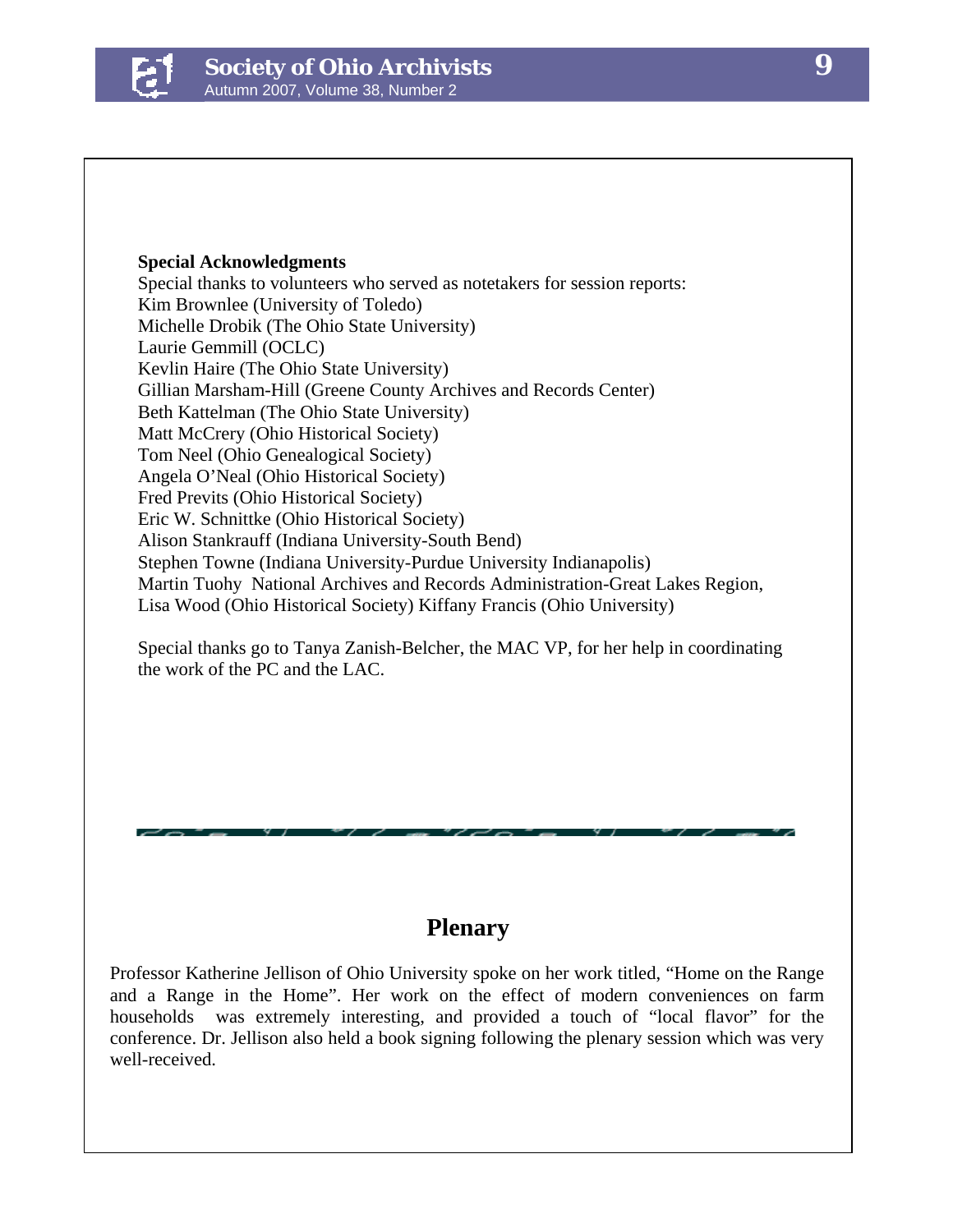**Special Acknowledgments**

Special thanks to volunteers who served as notetakers for session reports:
Kim Brownlee (University of Toledo)
Michelle Drobik (The Ohio State University)
Laurie Gemmill (OCLC)
Kevlin Haire (The Ohio State University)
Gillian Marsham-Hill (Greene County Archives and Records Center)
Beth Kattelman (The Ohio State University)
Matt McCrery (Ohio Historical Society)
Tom Neel (Ohio Genealogical Society)
Angela O'Neal (Ohio Historical Society)
Fred Previts (Ohio Historical Society)
Eric W. Schnittke (Ohio Historical Society)
Alison Stankrauff (Indiana University-South Bend)
Stephen Towne (Indiana University-Purdue University Indianapolis)
Martin Tuohy National Archives and Records Administration-Great Lakes Region,
Lisa Wood (Ohio Historical Society) Kiffany Francis (Ohio University)

Special thanks go to Tanya Zanish-Belcher, the MAC VP, for her help in coordinating the work of the PC and the LAC.

## Plenary

Professor Katherine Jellison of Ohio University spoke on her work titled, "Home on the Range and a Range in the Home". Her work on the effect of modern conveniences on farm households was extremely interesting, and provided a touch of "local flavor" for the conference. Dr. Jellison also held a book signing following the plenary session which was very well-received.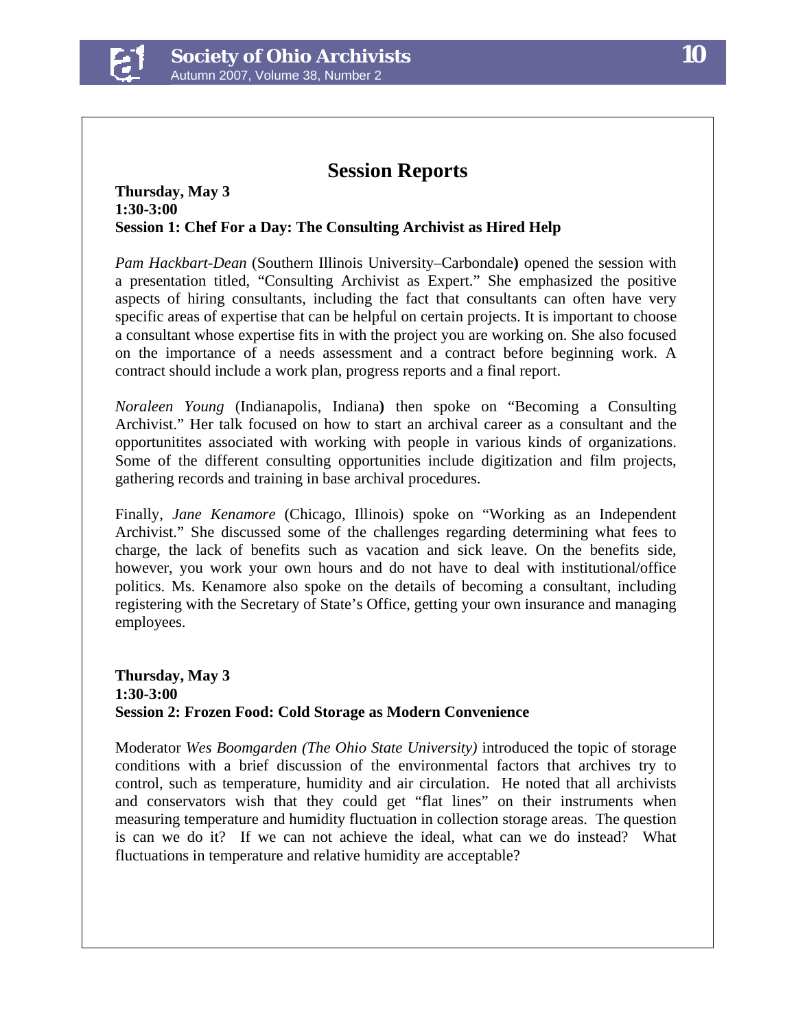## Session Reports

**Thursday, May 3**
**1:30-3:00**
**Session 1: Chef For a Day: The Consulting Archivist as Hired Help**

*Pam Hackbart-Dean* (Southern Illinois University–Carbondale**)** opened the session with a presentation titled, "Consulting Archivist as Expert." She emphasized the positive aspects of hiring consultants, including the fact that consultants can often have very specific areas of expertise that can be helpful on certain projects. It is important to choose a consultant whose expertise fits in with the project you are working on. She also focused on the importance of a needs assessment and a contract before beginning work. A contract should include a work plan, progress reports and a final report.

*Noraleen Young* (Indianapolis, Indiana**)** then spoke on "Becoming a Consulting Archivist." Her talk focused on how to start an archival career as a consultant and the opportunitites associated with working with people in various kinds of organizations. Some of the different consulting opportunities include digitization and film projects, gathering records and training in base archival procedures.

Finally, *Jane Kenamore* (Chicago, Illinois) spoke on "Working as an Independent Archivist." She discussed some of the challenges regarding determining what fees to charge, the lack of benefits such as vacation and sick leave. On the benefits side, however, you work your own hours and do not have to deal with institutional/office politics. Ms. Kenamore also spoke on the details of becoming a consultant, including registering with the Secretary of State's Office, getting your own insurance and managing employees.

**Thursday, May 3**
**1:30-3:00**
**Session 2: Frozen Food: Cold Storage as Modern Convenience**

Moderator *Wes Boomgarden (The Ohio State University)* introduced the topic of storage conditions with a brief discussion of the environmental factors that archives try to control, such as temperature, humidity and air circulation. He noted that all archivists and conservators wish that they could get "flat lines" on their instruments when measuring temperature and humidity fluctuation in collection storage areas. The question is can we do it? If we can not achieve the ideal, what can we do instead? What fluctuations in temperature and relative humidity are acceptable?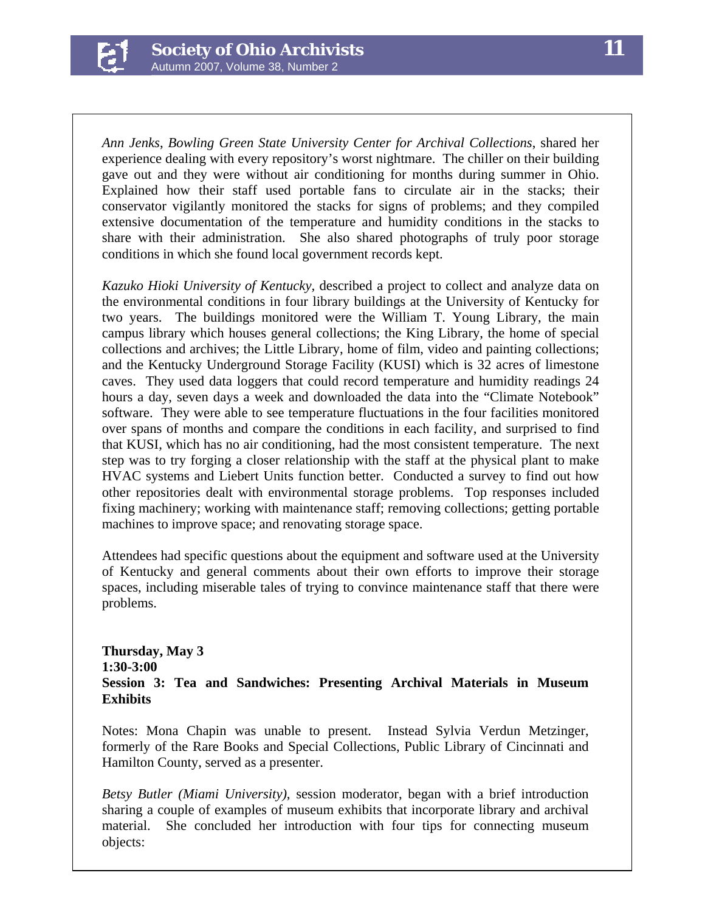*Ann Jenks, Bowling Green State University Center for Archival Collections*, shared her experience dealing with every repository's worst nightmare. The chiller on their building gave out and they were without air conditioning for months during summer in Ohio. Explained how their staff used portable fans to circulate air in the stacks; their conservator vigilantly monitored the stacks for signs of problems; and they compiled extensive documentation of the temperature and humidity conditions in the stacks to share with their administration. She also shared photographs of truly poor storage conditions in which she found local government records kept.

*Kazuko Hioki University of Kentucky*, described a project to collect and analyze data on the environmental conditions in four library buildings at the University of Kentucky for two years. The buildings monitored were the William T. Young Library, the main campus library which houses general collections; the King Library, the home of special collections and archives; the Little Library, home of film, video and painting collections; and the Kentucky Underground Storage Facility (KUSI) which is 32 acres of limestone caves. They used data loggers that could record temperature and humidity readings 24 hours a day, seven days a week and downloaded the data into the "Climate Notebook" software. They were able to see temperature fluctuations in the four facilities monitored over spans of months and compare the conditions in each facility, and surprised to find that KUSI, which has no air conditioning, had the most consistent temperature. The next step was to try forging a closer relationship with the staff at the physical plant to make HVAC systems and Liebert Units function better. Conducted a survey to find out how other repositories dealt with environmental storage problems. Top responses included fixing machinery; working with maintenance staff; removing collections; getting portable machines to improve space; and renovating storage space.

Attendees had specific questions about the equipment and software used at the University of Kentucky and general comments about their own efforts to improve their storage spaces, including miserable tales of trying to convince maintenance staff that there were problems.

**Thursday, May 3**
**1:30-3:00**
**Session 3: Tea and Sandwiches: Presenting Archival Materials in Museum Exhibits**

Notes: Mona Chapin was unable to present. Instead Sylvia Verdun Metzinger, formerly of the Rare Books and Special Collections, Public Library of Cincinnati and Hamilton County, served as a presenter.

*Betsy Butler (Miami University)*, session moderator, began with a brief introduction sharing a couple of examples of museum exhibits that incorporate library and archival material. She concluded her introduction with four tips for connecting museum objects: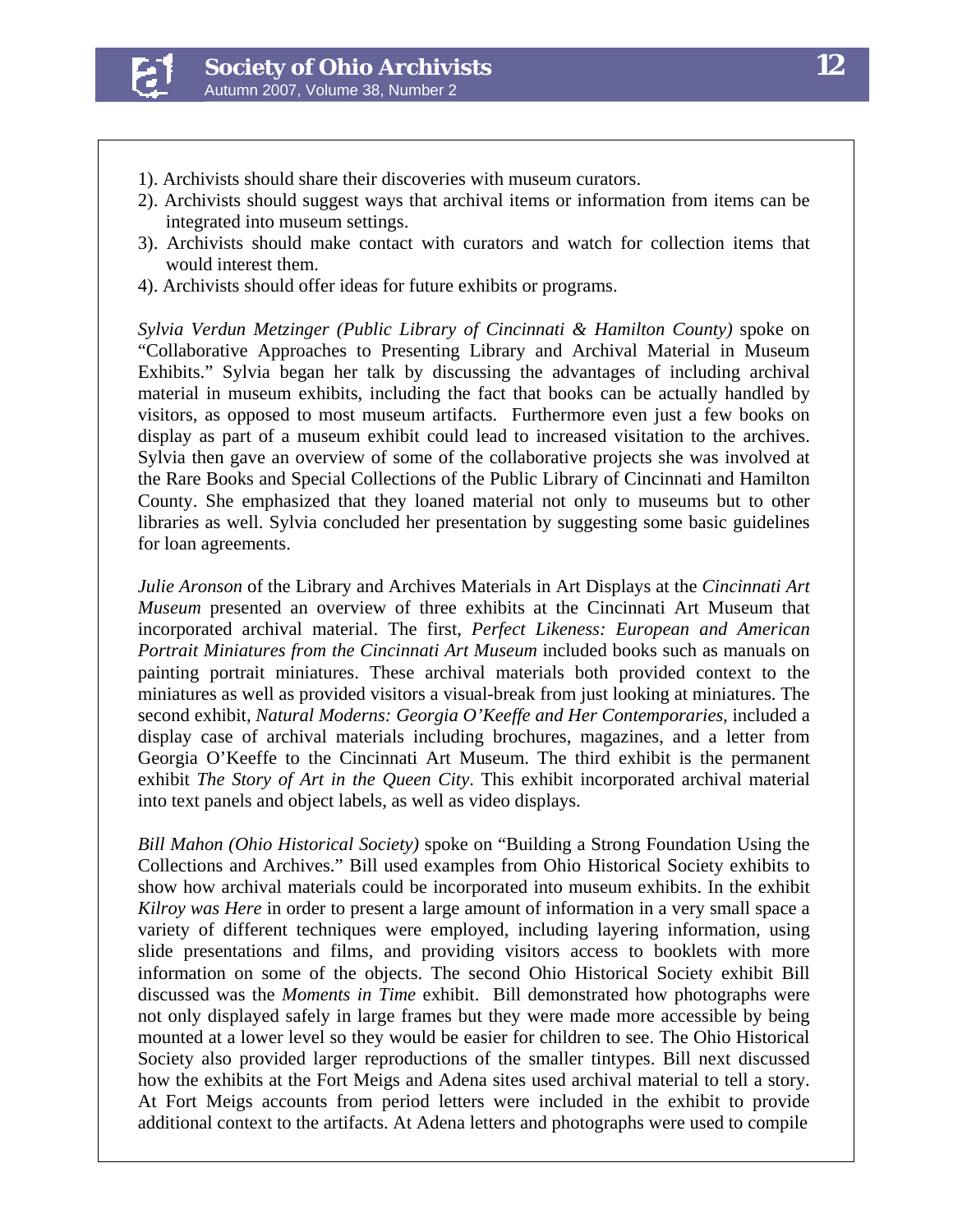1). Archivists should share their discoveries with museum curators.

2). Archivists should suggest ways that archival items or information from items can be integrated into museum settings.

3). Archivists should make contact with curators and watch for collection items that would interest them.

4). Archivists should offer ideas for future exhibits or programs.

*Sylvia Verdun Metzinger (Public Library of Cincinnati & Hamilton County)* spoke on "Collaborative Approaches to Presenting Library and Archival Material in Museum Exhibits." Sylvia began her talk by discussing the advantages of including archival material in museum exhibits, including the fact that books can be actually handled by visitors, as opposed to most museum artifacts. Furthermore even just a few books on display as part of a museum exhibit could lead to increased visitation to the archives. Sylvia then gave an overview of some of the collaborative projects she was involved at the Rare Books and Special Collections of the Public Library of Cincinnati and Hamilton County. She emphasized that they loaned material not only to museums but to other libraries as well. Sylvia concluded her presentation by suggesting some basic guidelines for loan agreements.

*Julie Aronson* of the Library and Archives Materials in Art Displays at the *Cincinnati Art Museum* presented an overview of three exhibits at the Cincinnati Art Museum that incorporated archival material. The first, *Perfect Likeness: European and American Portrait Miniatures from the Cincinnati Art Museum* included books such as manuals on painting portrait miniatures. These archival materials both provided context to the miniatures as well as provided visitors a visual-break from just looking at miniatures. The second exhibit, *Natural Moderns: Georgia O'Keeffe and Her Contemporaries*, included a display case of archival materials including brochures, magazines, and a letter from Georgia O'Keeffe to the Cincinnati Art Museum. The third exhibit is the permanent exhibit *The Story of Art in the Queen City*. This exhibit incorporated archival material into text panels and object labels, as well as video displays.

*Bill Mahon (Ohio Historical Society)* spoke on "Building a Strong Foundation Using the Collections and Archives." Bill used examples from Ohio Historical Society exhibits to show how archival materials could be incorporated into museum exhibits. In the exhibit *Kilroy was Here* in order to present a large amount of information in a very small space a variety of different techniques were employed, including layering information, using slide presentations and films, and providing visitors access to booklets with more information on some of the objects. The second Ohio Historical Society exhibit Bill discussed was the *Moments in Time* exhibit. Bill demonstrated how photographs were not only displayed safely in large frames but they were made more accessible by being mounted at a lower level so they would be easier for children to see. The Ohio Historical Society also provided larger reproductions of the smaller tintypes. Bill next discussed how the exhibits at the Fort Meigs and Adena sites used archival material to tell a story. At Fort Meigs accounts from period letters were included in the exhibit to provide additional context to the artifacts. At Adena letters and photographs were used to compile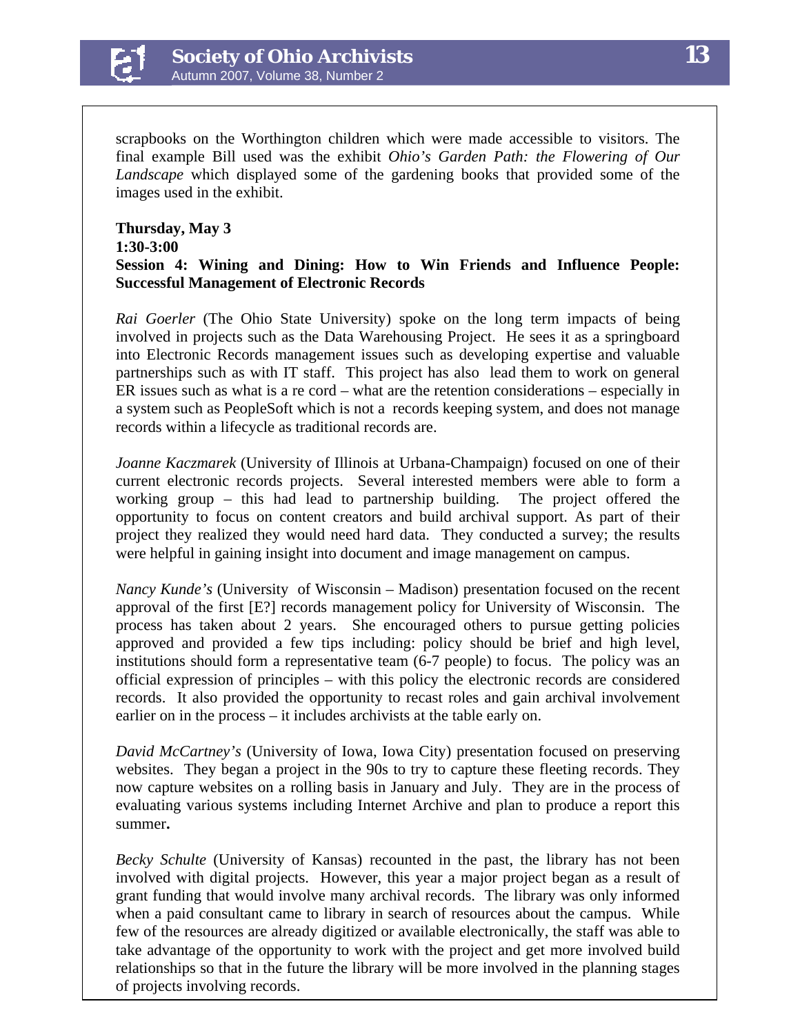scrapbooks on the Worthington children which were made accessible to visitors. The final example Bill used was the exhibit *Ohio's Garden Path: the Flowering of Our Landscape* which displayed some of the gardening books that provided some of the images used in the exhibit.

**Thursday, May 3**
**1:30-3:00**
**Session 4: Wining and Dining: How to Win Friends and Influence People: Successful Management of Electronic Records**

*Rai Goerler* (The Ohio State University) spoke on the long term impacts of being involved in projects such as the Data Warehousing Project. He sees it as a springboard into Electronic Records management issues such as developing expertise and valuable partnerships such as with IT staff. This project has also lead them to work on general ER issues such as what is a re cord – what are the retention considerations – especially in a system such as PeopleSoft which is not a records keeping system, and does not manage records within a lifecycle as traditional records are.

*Joanne Kaczmarek* (University of Illinois at Urbana-Champaign) focused on one of their current electronic records projects. Several interested members were able to form a working group – this had lead to partnership building. The project offered the opportunity to focus on content creators and build archival support. As part of their project they realized they would need hard data. They conducted a survey; the results were helpful in gaining insight into document and image management on campus.

*Nancy Kunde's* (University of Wisconsin – Madison) presentation focused on the recent approval of the first [E?] records management policy for University of Wisconsin. The process has taken about 2 years. She encouraged others to pursue getting policies approved and provided a few tips including: policy should be brief and high level, institutions should form a representative team (6-7 people) to focus. The policy was an official expression of principles – with this policy the electronic records are considered records. It also provided the opportunity to recast roles and gain archival involvement earlier on in the process – it includes archivists at the table early on.

*David McCartney's* (University of Iowa, Iowa City) presentation focused on preserving websites. They began a project in the 90s to try to capture these fleeting records. They now capture websites on a rolling basis in January and July. They are in the process of evaluating various systems including Internet Archive and plan to produce a report this summer.

*Becky Schulte* (University of Kansas) recounted in the past, the library has not been involved with digital projects. However, this year a major project began as a result of grant funding that would involve many archival records. The library was only informed when a paid consultant came to library in search of resources about the campus. While few of the resources are already digitized or available electronically, the staff was able to take advantage of the opportunity to work with the project and get more involved build relationships so that in the future the library will be more involved in the planning stages of projects involving records.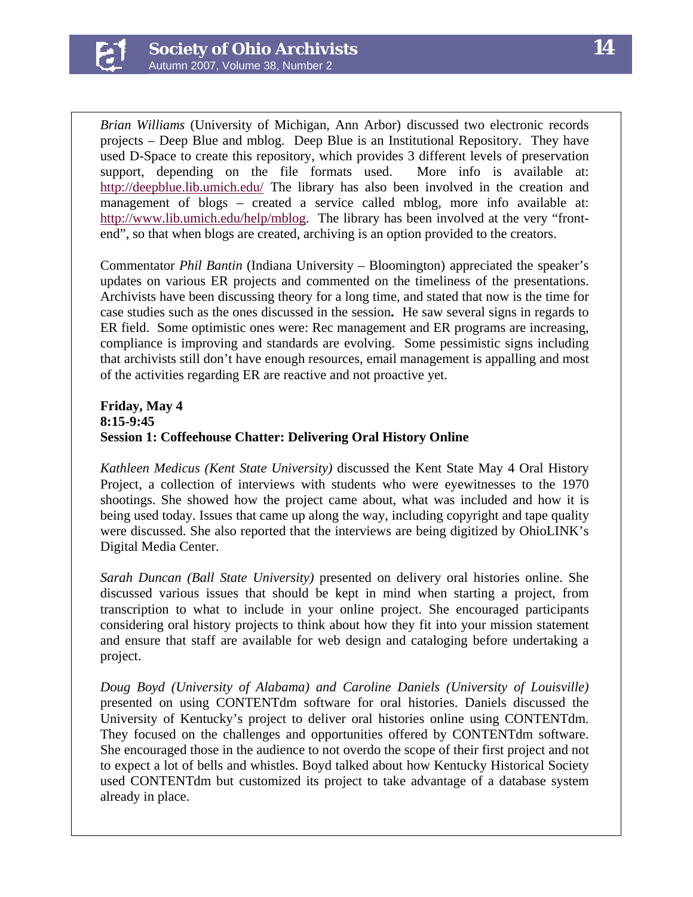*Brian Williams* (University of Michigan, Ann Arbor) discussed two electronic records projects – Deep Blue and mblog. Deep Blue is an Institutional Repository. They have used D-Space to create this repository, which provides 3 different levels of preservation support, depending on the file formats used. More info is available at: http://deepblue.lib.umich.edu/ The library has also been involved in the creation and management of blogs – created a service called mblog, more info available at: http://www.lib.umich.edu/help/mblog. The library has been involved at the very "front-end", so that when blogs are created, archiving is an option provided to the creators.

Commentator *Phil Bantin* (Indiana University – Bloomington) appreciated the speaker's updates on various ER projects and commented on the timeliness of the presentations. Archivists have been discussing theory for a long time, and stated that now is the time for case studies such as the ones discussed in the session**.** He saw several signs in regards to ER field. Some optimistic ones were: Rec management and ER programs are increasing, compliance is improving and standards are evolving. Some pessimistic signs including that archivists still don't have enough resources, email management is appalling and most of the activities regarding ER are reactive and not proactive yet.

**Friday, May 4**
**8:15-9:45**
**Session 1: Coffeehouse Chatter: Delivering Oral History Online**

*Kathleen Medicus (Kent State University)* discussed the Kent State May 4 Oral History Project, a collection of interviews with students who were eyewitnesses to the 1970 shootings. She showed how the project came about, what was included and how it is being used today. Issues that came up along the way, including copyright and tape quality were discussed. She also reported that the interviews are being digitized by OhioLINK's Digital Media Center.

*Sarah Duncan (Ball State University)* presented on delivery oral histories online. She discussed various issues that should be kept in mind when starting a project, from transcription to what to include in your online project. She encouraged participants considering oral history projects to think about how they fit into your mission statement and ensure that staff are available for web design and cataloging before undertaking a project.

*Doug Boyd (University of Alabama) and Caroline Daniels (University of Louisville)* presented on using CONTENTdm software for oral histories. Daniels discussed the University of Kentucky's project to deliver oral histories online using CONTENTdm. They focused on the challenges and opportunities offered by CONTENTdm software. She encouraged those in the audience to not overdo the scope of their first project and not to expect a lot of bells and whistles. Boyd talked about how Kentucky Historical Society used CONTENTdm but customized its project to take advantage of a database system already in place.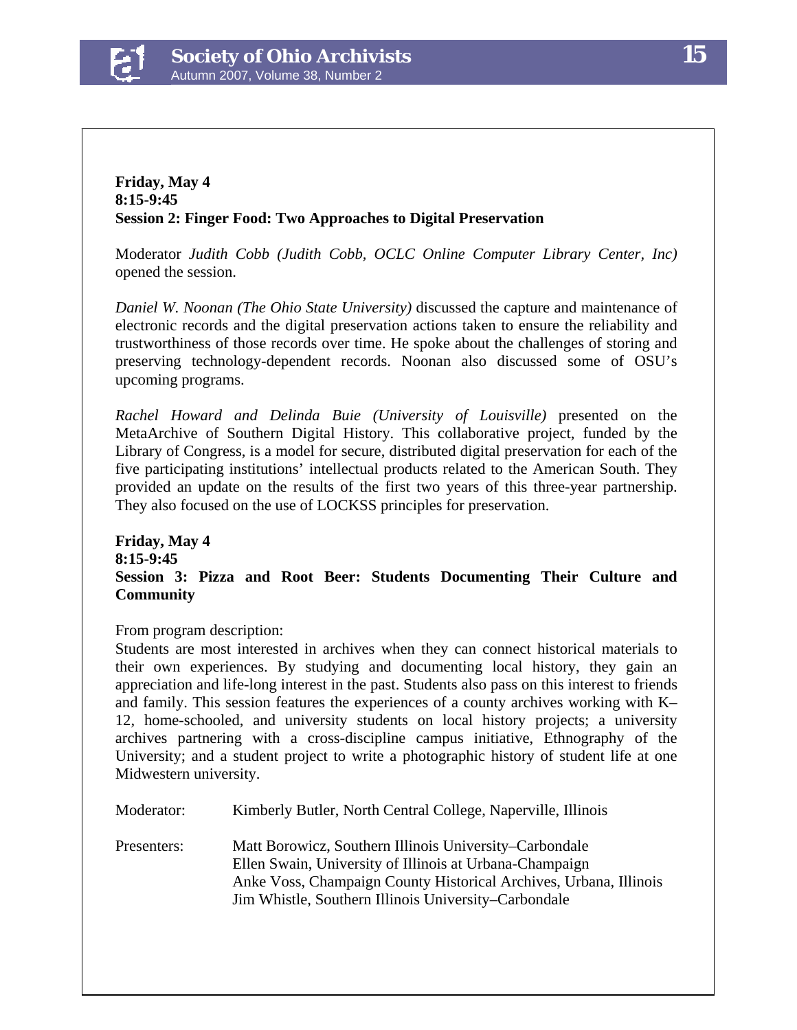**Friday, May 4**
**8:15-9:45**
**Session 2: Finger Food: Two Approaches to Digital Preservation**

Moderator *Judith Cobb (Judith Cobb, OCLC Online Computer Library Center, Inc)* opened the session.

*Daniel W. Noonan (The Ohio State University)* discussed the capture and maintenance of electronic records and the digital preservation actions taken to ensure the reliability and trustworthiness of those records over time. He spoke about the challenges of storing and preserving technology-dependent records. Noonan also discussed some of OSU's upcoming programs.

*Rachel Howard and Delinda Buie (University of Louisville)* presented on the MetaArchive of Southern Digital History. This collaborative project, funded by the Library of Congress, is a model for secure, distributed digital preservation for each of the five participating institutions' intellectual products related to the American South. They provided an update on the results of the first two years of this three-year partnership. They also focused on the use of LOCKSS principles for preservation.

**Friday, May 4**
**8:15-9:45**
**Session 3: Pizza and Root Beer: Students Documenting Their Culture and Community**

From program description:
Students are most interested in archives when they can connect historical materials to their own experiences. By studying and documenting local history, they gain an appreciation and life-long interest in the past. Students also pass on this interest to friends and family. This session features the experiences of a county archives working with K–12, home-schooled, and university students on local history projects; a university archives partnering with a cross-discipline campus initiative, Ethnography of the University; and a student project to write a photographic history of student life at one Midwestern university.

Moderator: Kimberly Butler, North Central College, Naperville, Illinois

Presenters:
Matt Borowicz, Southern Illinois University–Carbondale
Ellen Swain, University of Illinois at Urbana-Champaign
Anke Voss, Champaign County Historical Archives, Urbana, Illinois
Jim Whistle, Southern Illinois University–Carbondale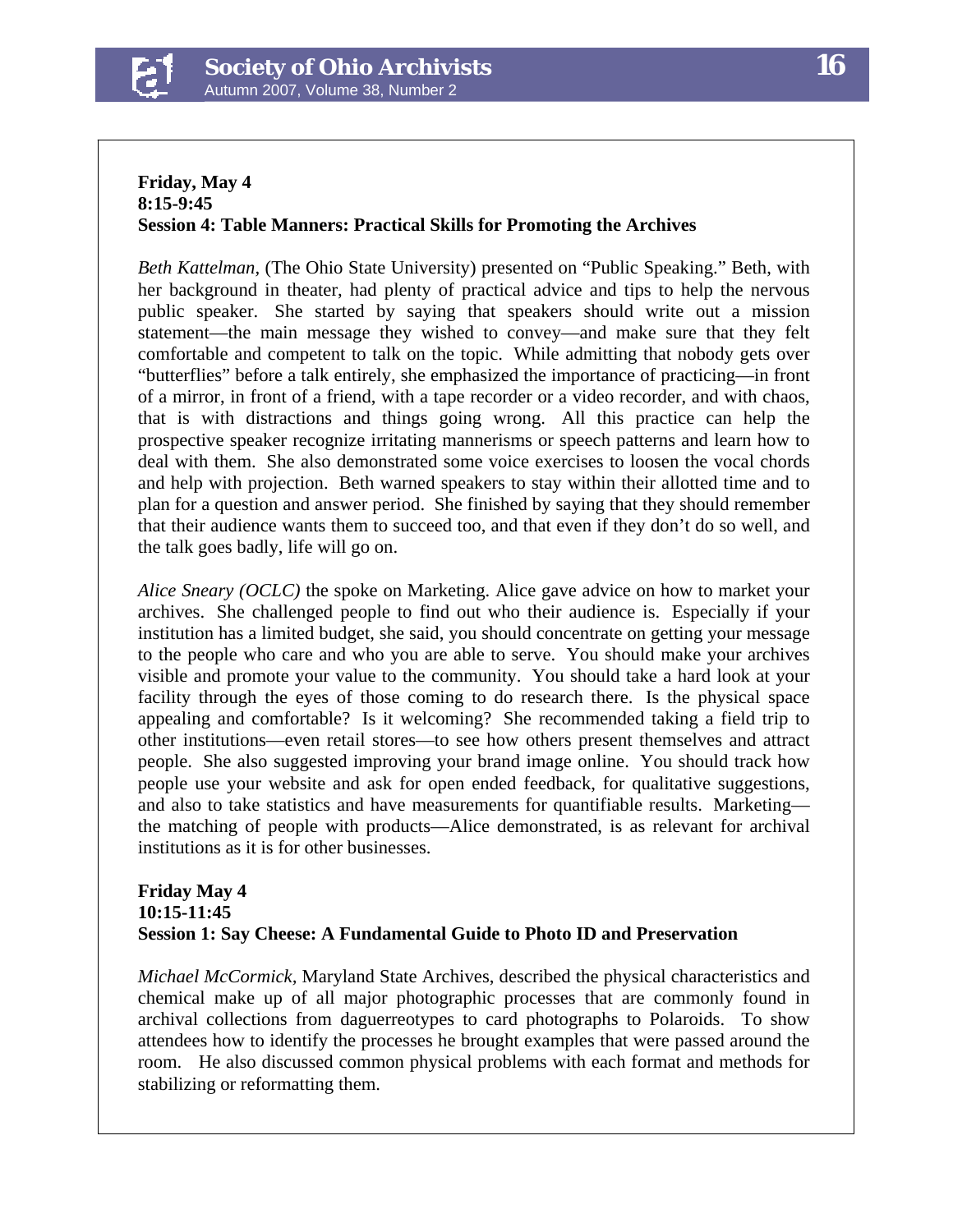**Friday, May 4**
**8:15-9:45**
**Session 4: Table Manners: Practical Skills for Promoting the Archives**

*Beth Kattelman,* (The Ohio State University) presented on "Public Speaking." Beth, with her background in theater, had plenty of practical advice and tips to help the nervous public speaker. She started by saying that speakers should write out a mission statement—the main message they wished to convey—and make sure that they felt comfortable and competent to talk on the topic. While admitting that nobody gets over "butterflies" before a talk entirely, she emphasized the importance of practicing—in front of a mirror, in front of a friend, with a tape recorder or a video recorder, and with chaos, that is with distractions and things going wrong. All this practice can help the prospective speaker recognize irritating mannerisms or speech patterns and learn how to deal with them. She also demonstrated some voice exercises to loosen the vocal chords and help with projection. Beth warned speakers to stay within their allotted time and to plan for a question and answer period. She finished by saying that they should remember that their audience wants them to succeed too, and that even if they don't do so well, and the talk goes badly, life will go on.

*Alice Sneary (OCLC)* the spoke on Marketing. Alice gave advice on how to market your archives. She challenged people to find out who their audience is. Especially if your institution has a limited budget, she said, you should concentrate on getting your message to the people who care and who you are able to serve. You should make your archives visible and promote your value to the community. You should take a hard look at your facility through the eyes of those coming to do research there. Is the physical space appealing and comfortable? Is it welcoming? She recommended taking a field trip to other institutions—even retail stores—to see how others present themselves and attract people. She also suggested improving your brand image online. You should track how people use your website and ask for open ended feedback, for qualitative suggestions, and also to take statistics and have measurements for quantifiable results. Marketing—the matching of people with products—Alice demonstrated, is as relevant for archival institutions as it is for other businesses.

**Friday May 4**
**10:15-11:45**
**Session 1: Say Cheese: A Fundamental Guide to Photo ID and Preservation**

*Michael McCormick,* Maryland State Archives, described the physical characteristics and chemical make up of all major photographic processes that are commonly found in archival collections from daguerreotypes to card photographs to Polaroids. To show attendees how to identify the processes he brought examples that were passed around the room. He also discussed common physical problems with each format and methods for stabilizing or reformatting them.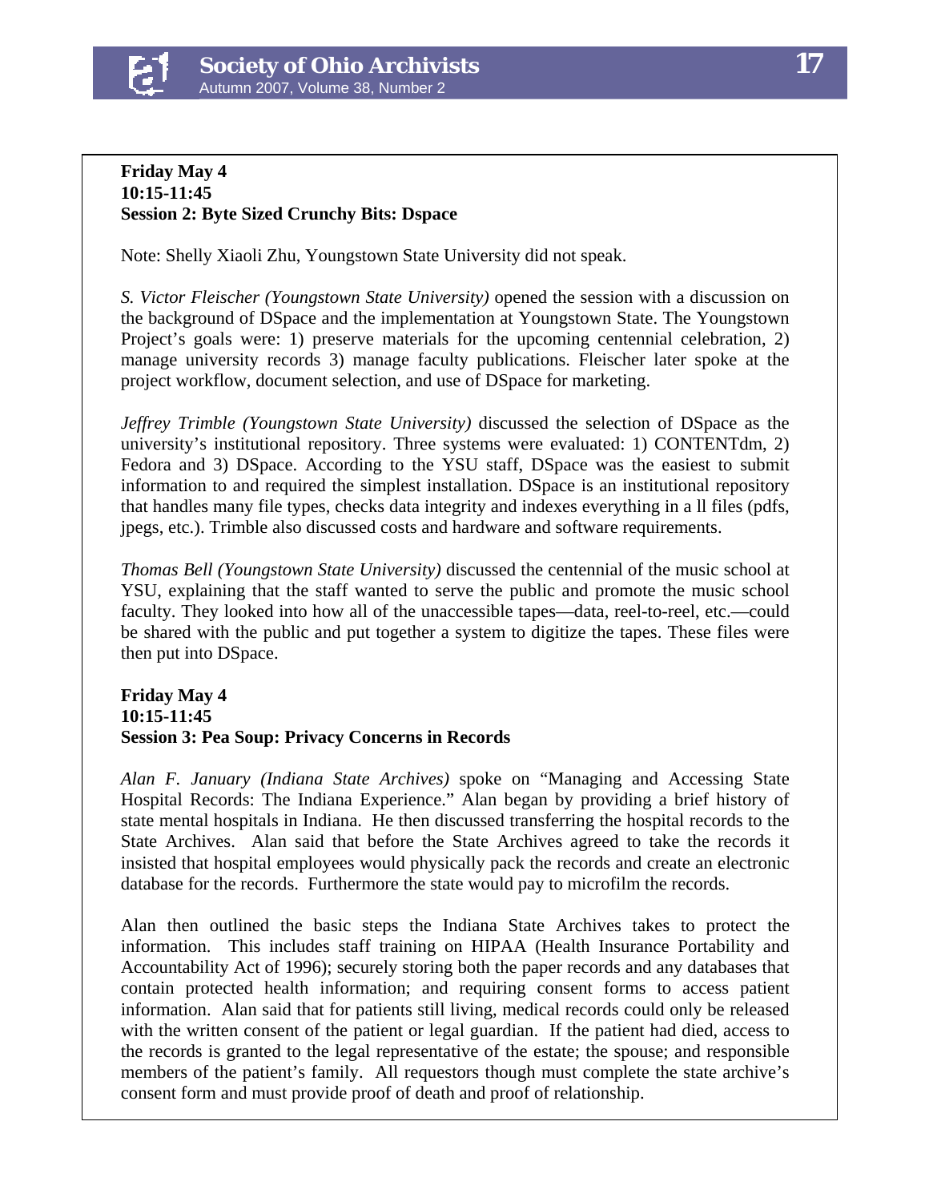**Friday May 4**
**10:15-11:45**
**Session 2: Byte Sized Crunchy Bits: Dspace**

Note: Shelly Xiaoli Zhu, Youngstown State University did not speak.

*S. Victor Fleischer (Youngstown State University)* opened the session with a discussion on the background of DSpace and the implementation at Youngstown State. The Youngstown Project's goals were: 1) preserve materials for the upcoming centennial celebration, 2) manage university records 3) manage faculty publications. Fleischer later spoke at the project workflow, document selection, and use of DSpace for marketing.

*Jeffrey Trimble (Youngstown State University)* discussed the selection of DSpace as the university's institutional repository. Three systems were evaluated: 1) CONTENTdm, 2) Fedora and 3) DSpace. According to the YSU staff, DSpace was the easiest to submit information to and required the simplest installation. DSpace is an institutional repository that handles many file types, checks data integrity and indexes everything in a ll files (pdfs, jpegs, etc.). Trimble also discussed costs and hardware and software requirements.

*Thomas Bell (Youngstown State University)* discussed the centennial of the music school at YSU, explaining that the staff wanted to serve the public and promote the music school faculty. They looked into how all of the unaccessible tapes—data, reel-to-reel, etc.—could be shared with the public and put together a system to digitize the tapes. These files were then put into DSpace.

**Friday May 4**
**10:15-11:45**
**Session 3: Pea Soup: Privacy Concerns in Records**

*Alan F. January (Indiana State Archives)* spoke on "Managing and Accessing State Hospital Records: The Indiana Experience." Alan began by providing a brief history of state mental hospitals in Indiana. He then discussed transferring the hospital records to the State Archives. Alan said that before the State Archives agreed to take the records it insisted that hospital employees would physically pack the records and create an electronic database for the records. Furthermore the state would pay to microfilm the records.

Alan then outlined the basic steps the Indiana State Archives takes to protect the information. This includes staff training on HIPAA (Health Insurance Portability and Accountability Act of 1996); securely storing both the paper records and any databases that contain protected health information; and requiring consent forms to access patient information. Alan said that for patients still living, medical records could only be released with the written consent of the patient or legal guardian. If the patient had died, access to the records is granted to the legal representative of the estate; the spouse; and responsible members of the patient's family. All requestors though must complete the state archive's consent form and must provide proof of death and proof of relationship.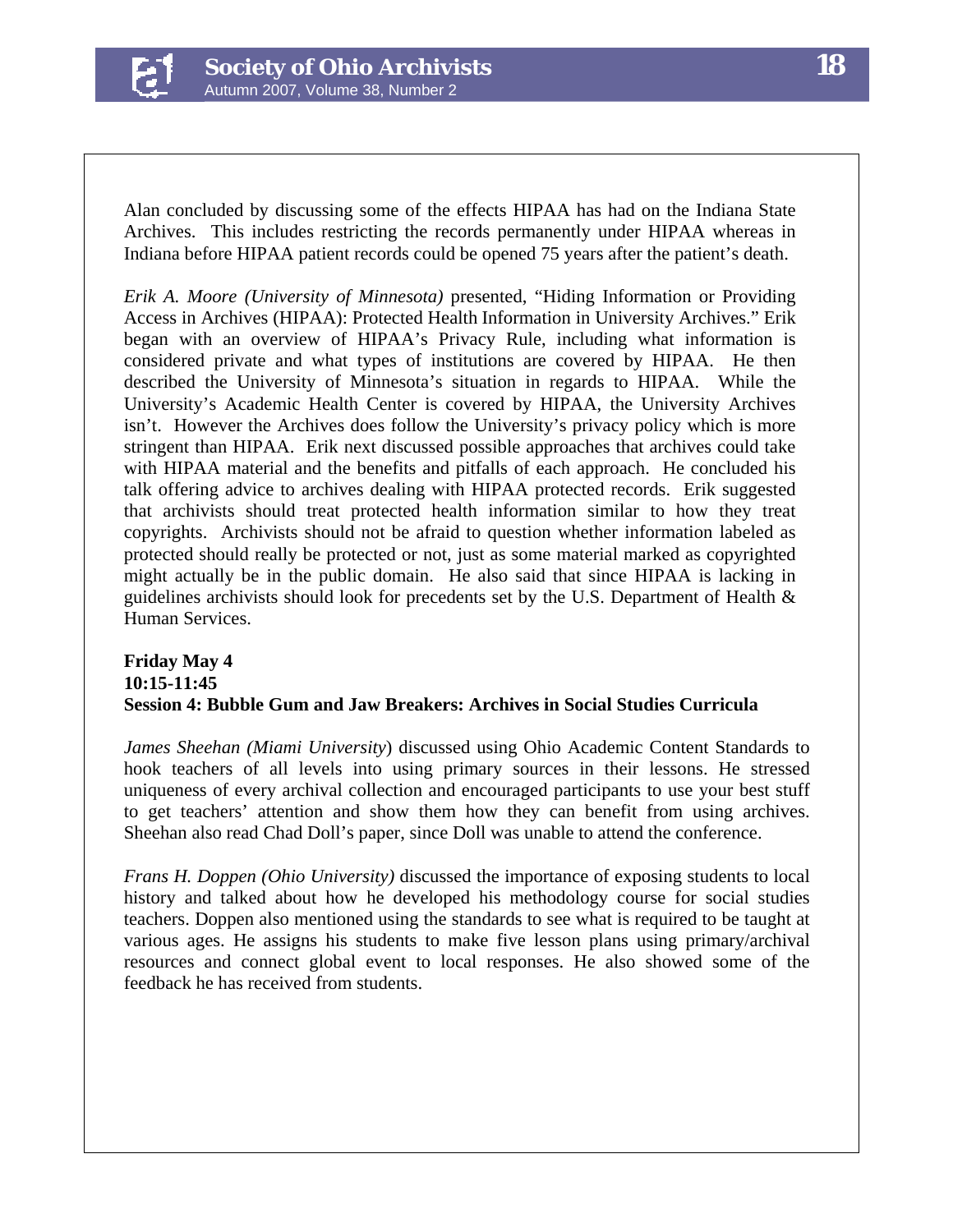Alan concluded by discussing some of the effects HIPAA has had on the Indiana State Archives. This includes restricting the records permanently under HIPAA whereas in Indiana before HIPAA patient records could be opened 75 years after the patient's death.

*Erik A. Moore (University of Minnesota)* presented, "Hiding Information or Providing Access in Archives (HIPAA): Protected Health Information in University Archives." Erik began with an overview of HIPAA's Privacy Rule, including what information is considered private and what types of institutions are covered by HIPAA. He then described the University of Minnesota's situation in regards to HIPAA. While the University's Academic Health Center is covered by HIPAA, the University Archives isn't. However the Archives does follow the University's privacy policy which is more stringent than HIPAA. Erik next discussed possible approaches that archives could take with HIPAA material and the benefits and pitfalls of each approach. He concluded his talk offering advice to archives dealing with HIPAA protected records. Erik suggested that archivists should treat protected health information similar to how they treat copyrights. Archivists should not be afraid to question whether information labeled as protected should really be protected or not, just as some material marked as copyrighted might actually be in the public domain. He also said that since HIPAA is lacking in guidelines archivists should look for precedents set by the U.S. Department of Health & Human Services.

**Friday May 4**
**10:15-11:45**
**Session 4: Bubble Gum and Jaw Breakers: Archives in Social Studies Curricula**

*James Sheehan (Miami University*) discussed using Ohio Academic Content Standards to hook teachers of all levels into using primary sources in their lessons. He stressed uniqueness of every archival collection and encouraged participants to use your best stuff to get teachers' attention and show them how they can benefit from using archives. Sheehan also read Chad Doll's paper, since Doll was unable to attend the conference.

*Frans H. Doppen (Ohio University)* discussed the importance of exposing students to local history and talked about how he developed his methodology course for social studies teachers. Doppen also mentioned using the standards to see what is required to be taught at various ages. He assigns his students to make five lesson plans using primary/archival resources and connect global event to local responses. He also showed some of the feedback he has received from students.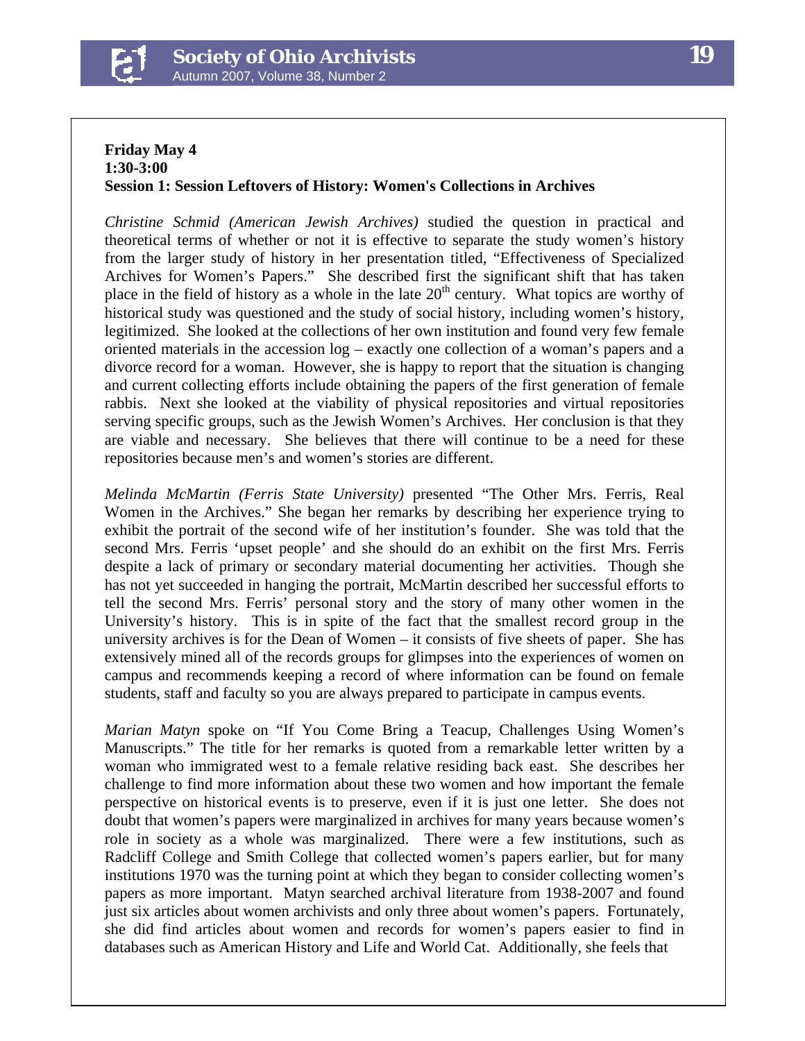**Friday May 4**
**1:30-3:00**
**Session 1: Session Leftovers of History: Women's Collections in Archives**

*Christine Schmid (American Jewish Archives)* studied the question in practical and theoretical terms of whether or not it is effective to separate the study women's history from the larger study of history in her presentation titled, "Effectiveness of Specialized Archives for Women's Papers." She described first the significant shift that has taken place in the field of history as a whole in the late 20th century. What topics are worthy of historical study was questioned and the study of social history, including women's history, legitimized. She looked at the collections of her own institution and found very few female oriented materials in the accession log – exactly one collection of a woman's papers and a divorce record for a woman. However, she is happy to report that the situation is changing and current collecting efforts include obtaining the papers of the first generation of female rabbis. Next she looked at the viability of physical repositories and virtual repositories serving specific groups, such as the Jewish Women's Archives. Her conclusion is that they are viable and necessary. She believes that there will continue to be a need for these repositories because men's and women's stories are different.

*Melinda McMartin (Ferris State University)* presented "The Other Mrs. Ferris, Real Women in the Archives." She began her remarks by describing her experience trying to exhibit the portrait of the second wife of her institution's founder. She was told that the second Mrs. Ferris 'upset people' and she should do an exhibit on the first Mrs. Ferris despite a lack of primary or secondary material documenting her activities. Though she has not yet succeeded in hanging the portrait, McMartin described her successful efforts to tell the second Mrs. Ferris' personal story and the story of many other women in the University's history. This is in spite of the fact that the smallest record group in the university archives is for the Dean of Women – it consists of five sheets of paper. She has extensively mined all of the records groups for glimpses into the experiences of women on campus and recommends keeping a record of where information can be found on female students, staff and faculty so you are always prepared to participate in campus events.

*Marian Matyn* spoke on "If You Come Bring a Teacup, Challenges Using Women's Manuscripts." The title for her remarks is quoted from a remarkable letter written by a woman who immigrated west to a female relative residing back east. She describes her challenge to find more information about these two women and how important the female perspective on historical events is to preserve, even if it is just one letter. She does not doubt that women's papers were marginalized in archives for many years because women's role in society as a whole was marginalized. There were a few institutions, such as Radcliff College and Smith College that collected women's papers earlier, but for many institutions 1970 was the turning point at which they began to consider collecting women's papers as more important. Matyn searched archival literature from 1938-2007 and found just six articles about women archivists and only three about women's papers. Fortunately, she did find articles about women and records for women's papers easier to find in databases such as American History and Life and World Cat. Additionally, she feels that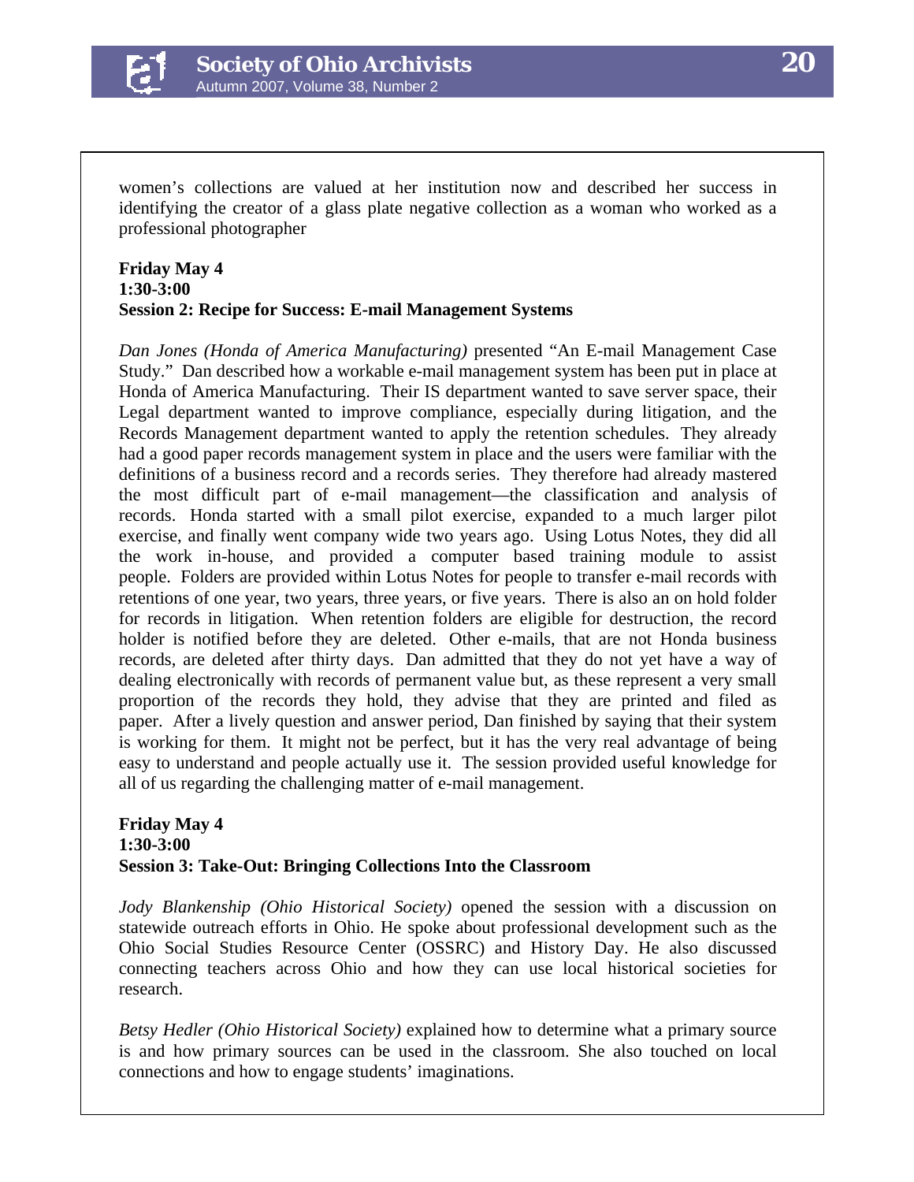women's collections are valued at her institution now and described her success in identifying the creator of a glass plate negative collection as a woman who worked as a professional photographer

**Friday May 4**
**1:30-3:00**
**Session 2: Recipe for Success: E-mail Management Systems**

*Dan Jones (Honda of America Manufacturing)* presented "An E-mail Management Case Study." Dan described how a workable e-mail management system has been put in place at Honda of America Manufacturing. Their IS department wanted to save server space, their Legal department wanted to improve compliance, especially during litigation, and the Records Management department wanted to apply the retention schedules. They already had a good paper records management system in place and the users were familiar with the definitions of a business record and a records series. They therefore had already mastered the most difficult part of e-mail management—the classification and analysis of records. Honda started with a small pilot exercise, expanded to a much larger pilot exercise, and finally went company wide two years ago. Using Lotus Notes, they did all the work in-house, and provided a computer based training module to assist people. Folders are provided within Lotus Notes for people to transfer e-mail records with retentions of one year, two years, three years, or five years. There is also an on hold folder for records in litigation. When retention folders are eligible for destruction, the record holder is notified before they are deleted. Other e-mails, that are not Honda business records, are deleted after thirty days. Dan admitted that they do not yet have a way of dealing electronically with records of permanent value but, as these represent a very small proportion of the records they hold, they advise that they are printed and filed as paper. After a lively question and answer period, Dan finished by saying that their system is working for them. It might not be perfect, but it has the very real advantage of being easy to understand and people actually use it. The session provided useful knowledge for all of us regarding the challenging matter of e-mail management.

**Friday May 4**
**1:30-3:00**
**Session 3: Take-Out: Bringing Collections Into the Classroom**

*Jody Blankenship (Ohio Historical Society)* opened the session with a discussion on statewide outreach efforts in Ohio. He spoke about professional development such as the Ohio Social Studies Resource Center (OSSRC) and History Day. He also discussed connecting teachers across Ohio and how they can use local historical societies for research.

*Betsy Hedler (Ohio Historical Society)* explained how to determine what a primary source is and how primary sources can be used in the classroom. She also touched on local connections and how to engage students' imaginations.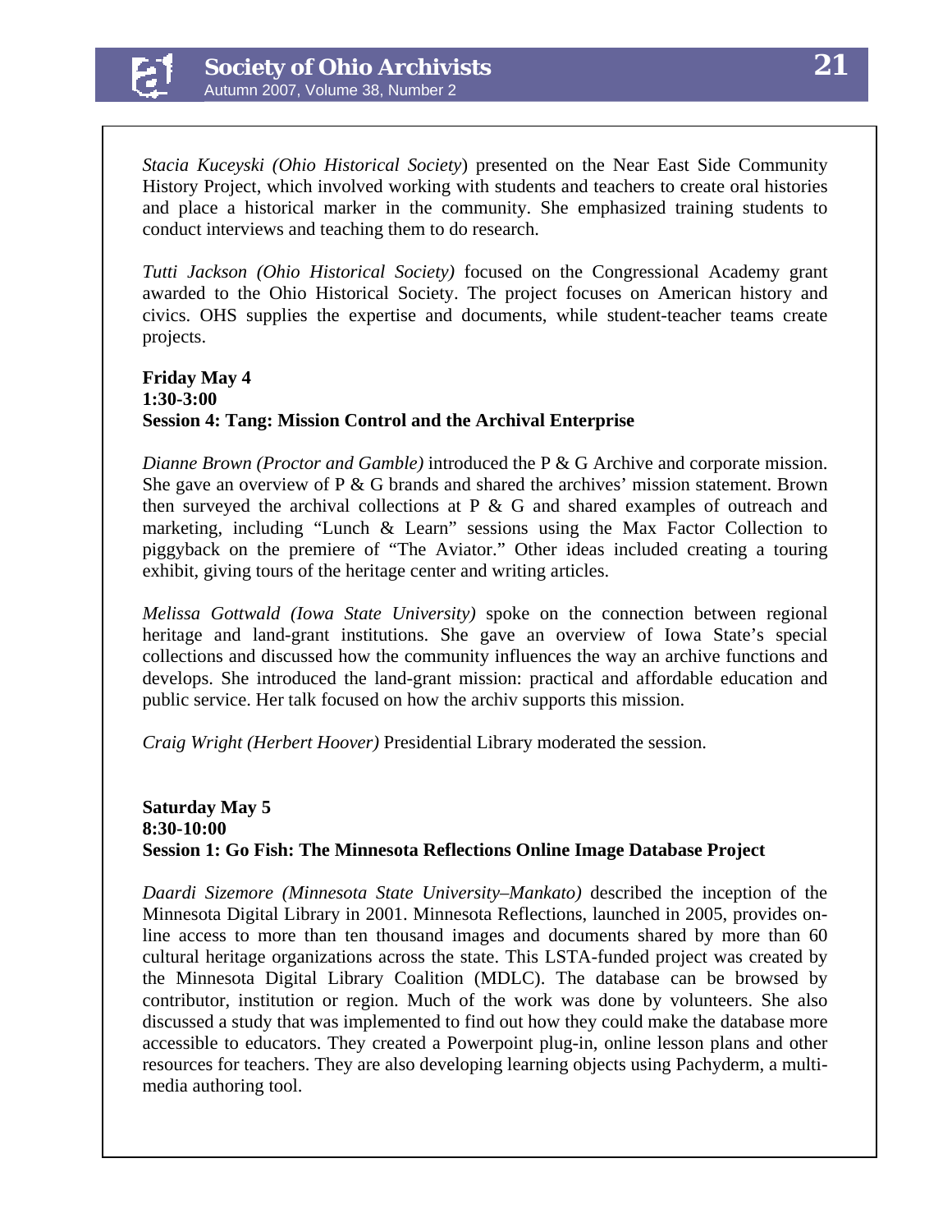*Stacia Kuceyski (Ohio Historical Society*) presented on the Near East Side Community History Project, which involved working with students and teachers to create oral histories and place a historical marker in the community. She emphasized training students to conduct interviews and teaching them to do research.

*Tutti Jackson (Ohio Historical Society)* focused on the Congressional Academy grant awarded to the Ohio Historical Society. The project focuses on American history and civics. OHS supplies the expertise and documents, while student-teacher teams create projects.

**Friday May 4**
**1:30-3:00**
**Session 4: Tang: Mission Control and the Archival Enterprise**

*Dianne Brown (Proctor and Gamble)* introduced the P & G Archive and corporate mission. She gave an overview of P & G brands and shared the archives' mission statement. Brown then surveyed the archival collections at P & G and shared examples of outreach and marketing, including "Lunch & Learn" sessions using the Max Factor Collection to piggyback on the premiere of "The Aviator." Other ideas included creating a touring exhibit, giving tours of the heritage center and writing articles.

*Melissa Gottwald (Iowa State University)* spoke on the connection between regional heritage and land-grant institutions. She gave an overview of Iowa State's special collections and discussed how the community influences the way an archive functions and develops. She introduced the land-grant mission: practical and affordable education and public service. Her talk focused on how the archiv supports this mission.

*Craig Wright (Herbert Hoover)* Presidential Library moderated the session.

**Saturday May 5**
**8:30-10:00**
**Session 1: Go Fish: The Minnesota Reflections Online Image Database Project**

*Daardi Sizemore (Minnesota State University–Mankato)* described the inception of the Minnesota Digital Library in 2001. Minnesota Reflections, launched in 2005, provides on-line access to more than ten thousand images and documents shared by more than 60 cultural heritage organizations across the state. This LSTA-funded project was created by the Minnesota Digital Library Coalition (MDLC). The database can be browsed by contributor, institution or region. Much of the work was done by volunteers. She also discussed a study that was implemented to find out how they could make the database more accessible to educators. They created a Powerpoint plug-in, online lesson plans and other resources for teachers. They are also developing learning objects using Pachyderm, a multi-media authoring tool.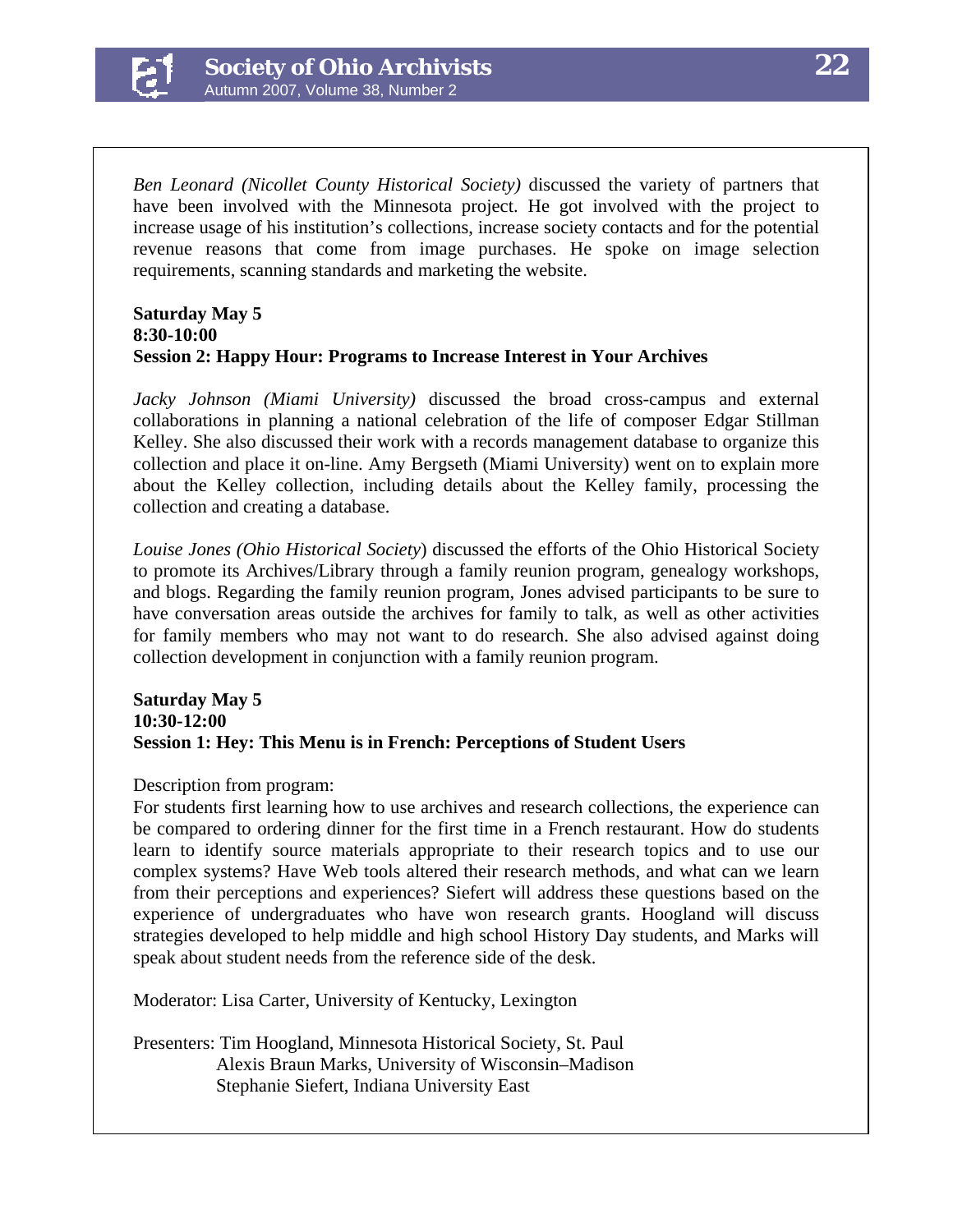*Ben Leonard (Nicollet County Historical Society)* discussed the variety of partners that have been involved with the Minnesota project. He got involved with the project to increase usage of his institution's collections, increase society contacts and for the potential revenue reasons that come from image purchases. He spoke on image selection requirements, scanning standards and marketing the website.

**Saturday May 5**
**8:30-10:00**
**Session 2: Happy Hour: Programs to Increase Interest in Your Archives**

*Jacky Johnson (Miami University)* discussed the broad cross-campus and external collaborations in planning a national celebration of the life of composer Edgar Stillman Kelley. She also discussed their work with a records management database to organize this collection and place it on-line. Amy Bergseth (Miami University) went on to explain more about the Kelley collection, including details about the Kelley family, processing the collection and creating a database.

*Louise Jones (Ohio Historical Society*) discussed the efforts of the Ohio Historical Society to promote its Archives/Library through a family reunion program, genealogy workshops, and blogs. Regarding the family reunion program, Jones advised participants to be sure to have conversation areas outside the archives for family to talk, as well as other activities for family members who may not want to do research. She also advised against doing collection development in conjunction with a family reunion program.

**Saturday May 5**
**10:30-12:00**
**Session 1: Hey: This Menu is in French: Perceptions of Student Users**

Description from program:
For students first learning how to use archives and research collections, the experience can be compared to ordering dinner for the first time in a French restaurant. How do students learn to identify source materials appropriate to their research topics and to use our complex systems? Have Web tools altered their research methods, and what can we learn from their perceptions and experiences? Siefert will address these questions based on the experience of undergraduates who have won research grants. Hoogland will discuss strategies developed to help middle and high school History Day students, and Marks will speak about student needs from the reference side of the desk.

Moderator: Lisa Carter, University of Kentucky, Lexington

Presenters: Tim Hoogland, Minnesota Historical Society, St. Paul
Alexis Braun Marks, University of Wisconsin–Madison
Stephanie Siefert, Indiana University East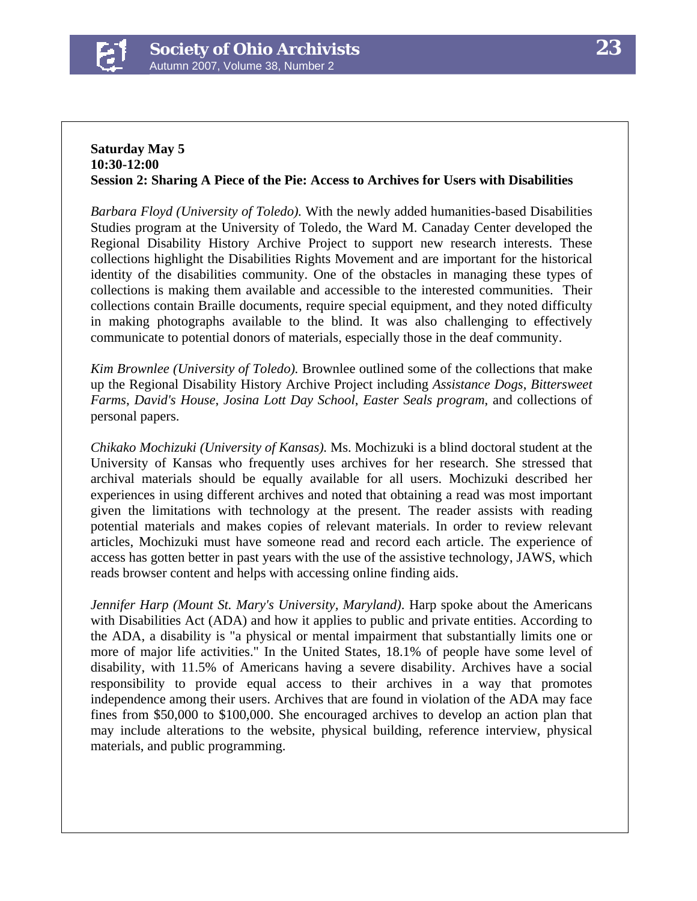**Saturday May 5**
**10:30-12:00**
**Session 2: Sharing A Piece of the Pie: Access to Archives for Users with Disabilities**

*Barbara Floyd (University of Toledo).* With the newly added humanities-based Disabilities Studies program at the University of Toledo, the Ward M. Canaday Center developed the Regional Disability History Archive Project to support new research interests. These collections highlight the Disabilities Rights Movement and are important for the historical identity of the disabilities community. One of the obstacles in managing these types of collections is making them available and accessible to the interested communities. Their collections contain Braille documents, require special equipment, and they noted difficulty in making photographs available to the blind. It was also challenging to effectively communicate to potential donors of materials, especially those in the deaf community.

*Kim Brownlee (University of Toledo).* Brownlee outlined some of the collections that make up the Regional Disability History Archive Project including *Assistance Dogs*, *Bittersweet Farms*, *David's House*, *Josina Lott Day School*, *Easter Seals program*, and collections of personal papers.

*Chikako Mochizuki (University of Kansas).* Ms. Mochizuki is a blind doctoral student at the University of Kansas who frequently uses archives for her research. She stressed that archival materials should be equally available for all users. Mochizuki described her experiences in using different archives and noted that obtaining a read was most important given the limitations with technology at the present. The reader assists with reading potential materials and makes copies of relevant materials. In order to review relevant articles, Mochizuki must have someone read and record each article. The experience of access has gotten better in past years with the use of the assistive technology, JAWS, which reads browser content and helps with accessing online finding aids.

*Jennifer Harp (Mount St. Mary's University, Maryland)*. Harp spoke about the Americans with Disabilities Act (ADA) and how it applies to public and private entities. According to the ADA, a disability is "a physical or mental impairment that substantially limits one or more of major life activities." In the United States, 18.1% of people have some level of disability, with 11.5% of Americans having a severe disability. Archives have a social responsibility to provide equal access to their archives in a way that promotes independence among their users. Archives that are found in violation of the ADA may face fines from $50,000 to $100,000. She encouraged archives to develop an action plan that may include alterations to the website, physical building, reference interview, physical materials, and public programming.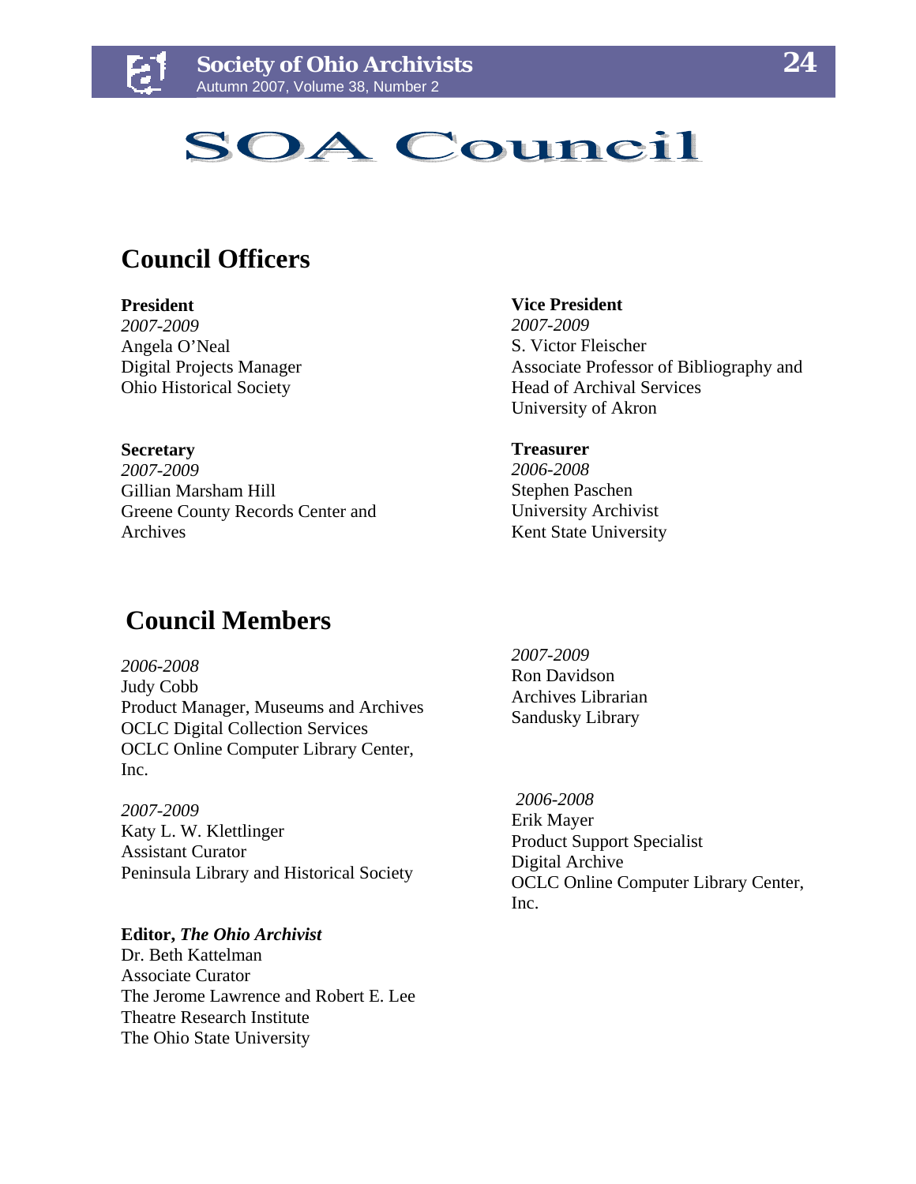# SOA Council

## Council Officers

**President**
*2007-2009*
Angela O'Neal
Digital Projects Manager
Ohio Historical Society

**Vice President**
*2007-2009*
S. Victor Fleischer
Associate Professor of Bibliography and Head of Archival Services
University of Akron

**Secretary**
*2007-2009*
Gillian Marsham Hill
Greene County Records Center and Archives

**Treasurer**
*2006-2008*
Stephen Paschen
University Archivist
Kent State University

## Council Members

*2006-2008*
Judy Cobb
Product Manager, Museums and Archives
OCLC Digital Collection Services
OCLC Online Computer Library Center, Inc.

*2007-2009*
Katy L. W. Klettlinger
Assistant Curator
Peninsula Library and Historical Society

*2007-2009*
Ron Davidson
Archives Librarian
Sandusky Library

*2006-2008*
Erik Mayer
Product Support Specialist
Digital Archive
OCLC Online Computer Library Center, Inc.

**Editor, *The Ohio Archivist***
Dr. Beth Kattelman
Associate Curator
The Jerome Lawrence and Robert E. Lee Theatre Research Institute
The Ohio State University